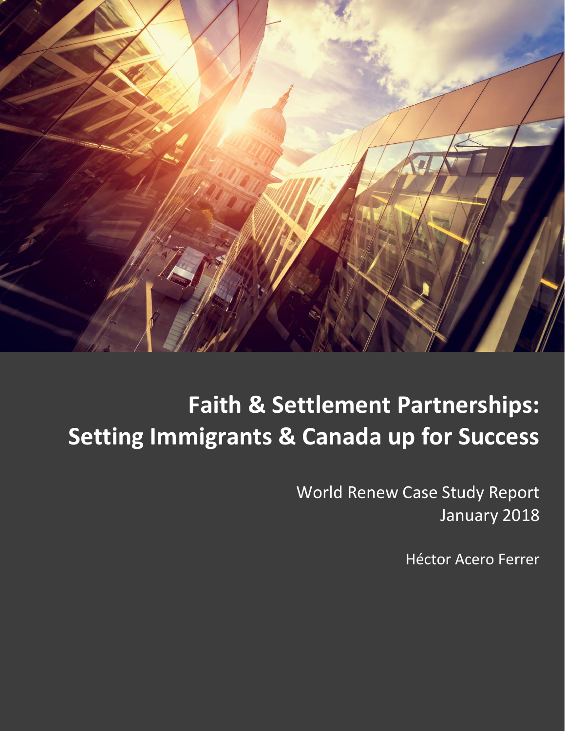# Faith & Settlement Partnerships: Setting Immigrants & Canada up for Success

World Renew Case Study Report
January 2018

Héctor Acero Ferrer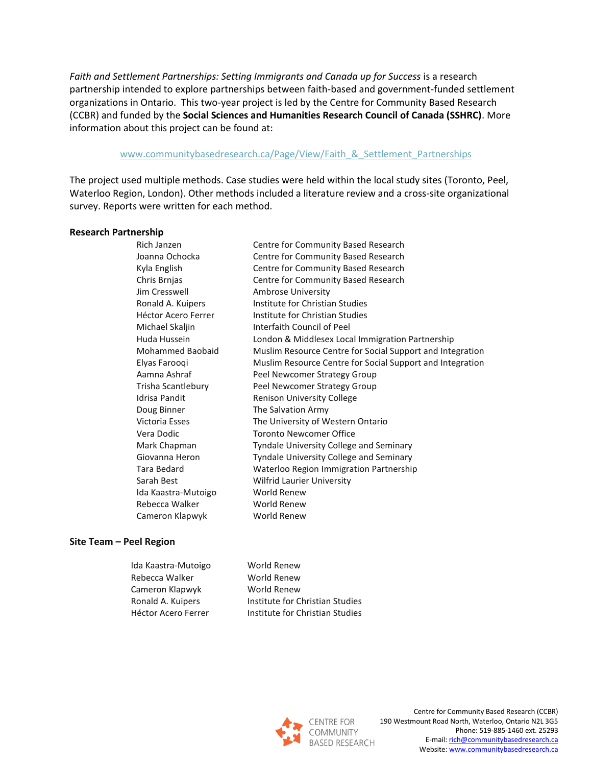*Faith and Settlement Partnerships: Setting Immigrants and Canada up for Success* is a research partnership intended to explore partnerships between faith-based and government-funded settlement organizations in Ontario. This two-year project is led by the Centre for Community Based Research (CCBR) and funded by the **Social Sciences and Humanities Research Council of Canada (SSHRC)**. More information about this project can be found at:

www.communitybasedresearch.ca/Page/View/Faith_&_Settlement_Partnerships

The project used multiple methods. Case studies were held within the local study sites (Toronto, Peel, Waterloo Region, London). Other methods included a literature review and a cross-site organizational survey. Reports were written for each method.

**Research Partnership**

| | |
|---|---|
| Rich Janzen | Centre for Community Based Research |
| Joanna Ochocka | Centre for Community Based Research |
| Kyla English | Centre for Community Based Research |
| Chris Brnjas | Centre for Community Based Research |
| Jim Cresswell | Ambrose University |
| Ronald A. Kuipers | Institute for Christian Studies |
| Héctor Acero Ferrer | Institute for Christian Studies |
| Michael Skaljin | Interfaith Council of Peel |
| Huda Hussein | London & Middlesex Local Immigration Partnership |
| Mohammed Baobaid | Muslim Resource Centre for Social Support and Integration |
| Elyas Farooqi | Muslim Resource Centre for Social Support and Integration |
| Aamna Ashraf | Peel Newcomer Strategy Group |
| Trisha Scantlebury | Peel Newcomer Strategy Group |
| Idrisa Pandit | Renison University College |
| Doug Binner | The Salvation Army |
| Victoria Esses | The University of Western Ontario |
| Vera Dodic | Toronto Newcomer Office |
| Mark Chapman | Tyndale University College and Seminary |
| Giovanna Heron | Tyndale University College and Seminary |
| Tara Bedard | Waterloo Region Immigration Partnership |
| Sarah Best | Wilfrid Laurier University |
| Ida Kaastra-Mutoigo | World Renew |
| Rebecca Walker | World Renew |
| Cameron Klapwyk | World Renew |

**Site Team – Peel Region**

| | |
|---|---|
| Ida Kaastra-Mutoigo | World Renew |
| Rebecca Walker | World Renew |
| Cameron Klapwyk | World Renew |
| Ronald A. Kuipers | Institute for Christian Studies |
| Héctor Acero Ferrer | Institute for Christian Studies |

CENTRE FOR COMMUNITY BASED RESEARCH

Centre for Community Based Research (CCBR)
190 Westmount Road North, Waterloo, Ontario N2L 3G5
Phone: 519-885-1460 ext. 25293
E-mail: rich@communitybasedresearch.ca
Website: www.communitybasedresearch.ca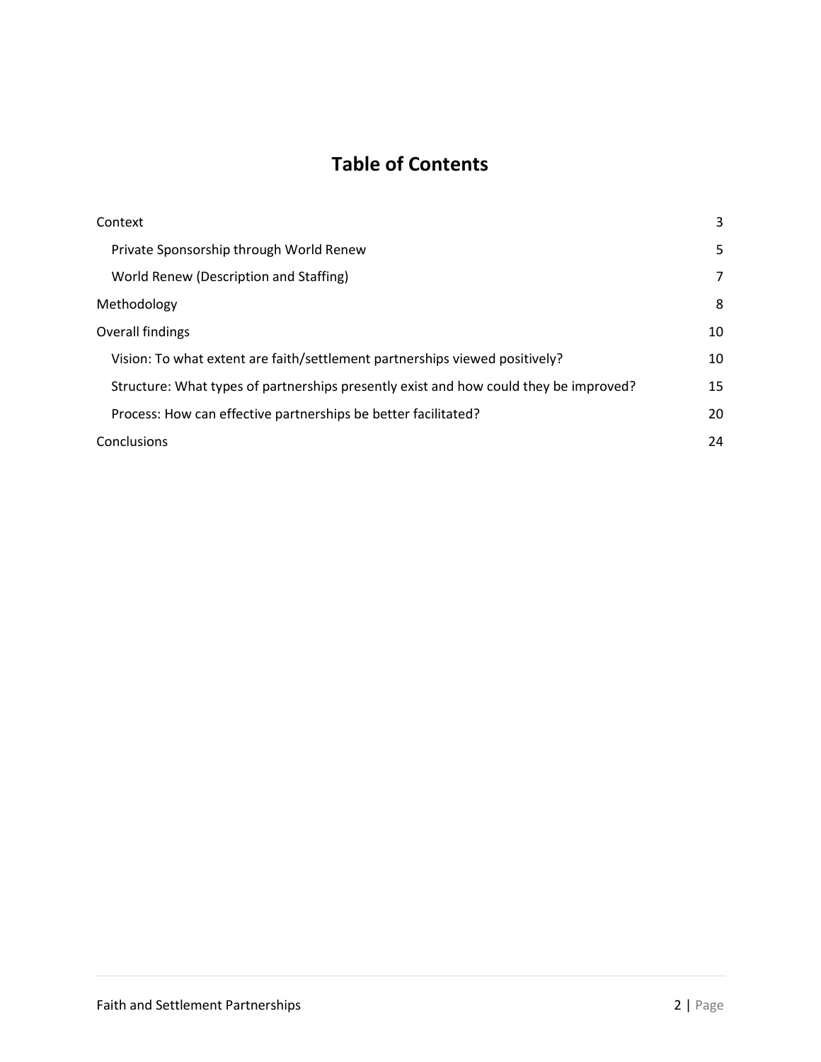# Table of Contents

| | |
|---|---|
| Context | 3 |
| Private Sponsorship through World Renew | 5 |
| World Renew (Description and Staffing) | 7 |
| Methodology | 8 |
| Overall findings | 10 |
| Vision: To what extent are faith/settlement partnerships viewed positively? | 10 |
| Structure: What types of partnerships presently exist and how could they be improved? | 15 |
| Process: How can effective partnerships be better facilitated? | 20 |
| Conclusions | 24 |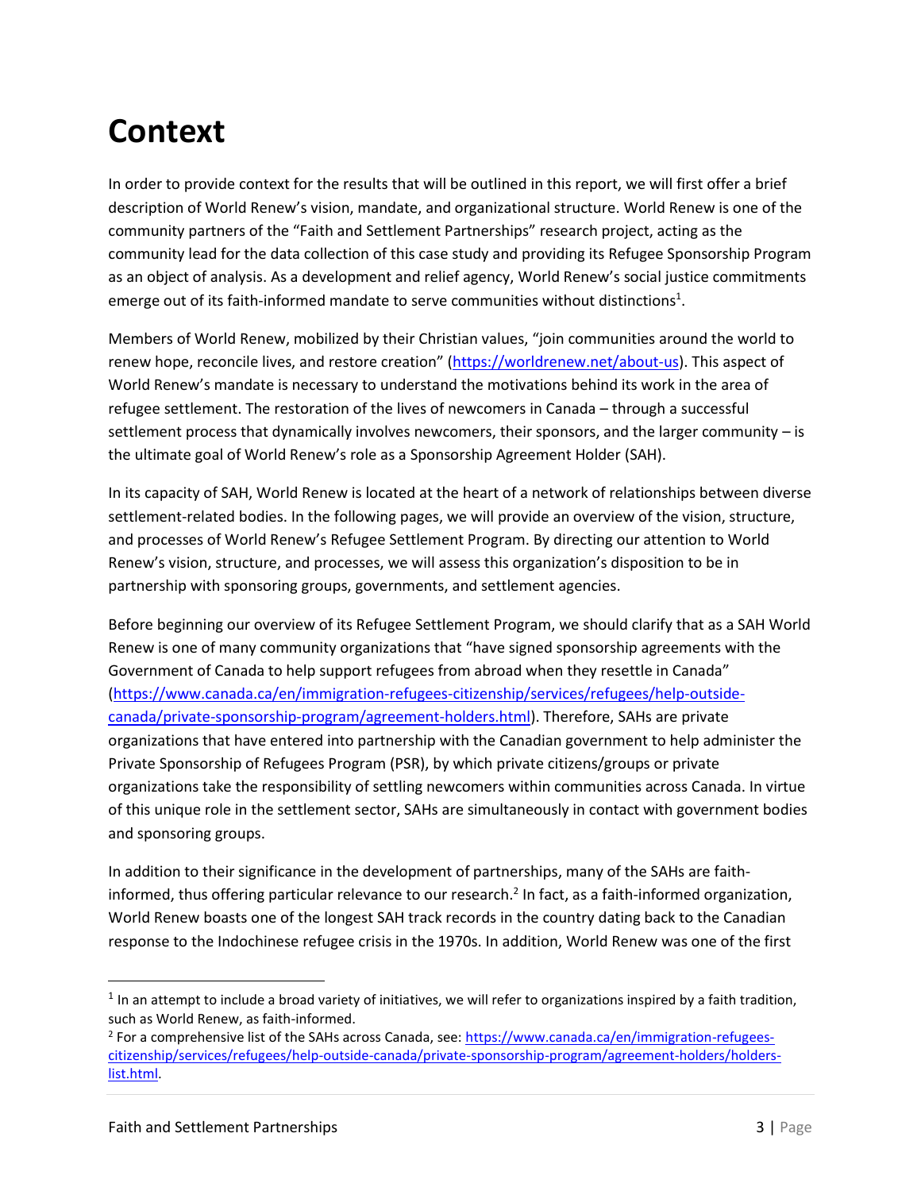# Context

In order to provide context for the results that will be outlined in this report, we will first offer a brief description of World Renew's vision, mandate, and organizational structure. World Renew is one of the community partners of the "Faith and Settlement Partnerships" research project, acting as the community lead for the data collection of this case study and providing its Refugee Sponsorship Program as an object of analysis. As a development and relief agency, World Renew's social justice commitments emerge out of its faith-informed mandate to serve communities without distinctions[1].

Members of World Renew, mobilized by their Christian values, "join communities around the world to renew hope, reconcile lives, and restore creation" (https://worldrenew.net/about-us). This aspect of World Renew's mandate is necessary to understand the motivations behind its work in the area of refugee settlement. The restoration of the lives of newcomers in Canada – through a successful settlement process that dynamically involves newcomers, their sponsors, and the larger community – is the ultimate goal of World Renew's role as a Sponsorship Agreement Holder (SAH).

In its capacity of SAH, World Renew is located at the heart of a network of relationships between diverse settlement-related bodies. In the following pages, we will provide an overview of the vision, structure, and processes of World Renew's Refugee Settlement Program. By directing our attention to World Renew's vision, structure, and processes, we will assess this organization's disposition to be in partnership with sponsoring groups, governments, and settlement agencies.

Before beginning our overview of its Refugee Settlement Program, we should clarify that as a SAH World Renew is one of many community organizations that "have signed sponsorship agreements with the Government of Canada to help support refugees from abroad when they resettle in Canada" (https://www.canada.ca/en/immigration-refugees-citizenship/services/refugees/help-outside-canada/private-sponsorship-program/agreement-holders.html). Therefore, SAHs are private organizations that have entered into partnership with the Canadian government to help administer the Private Sponsorship of Refugees Program (PSR), by which private citizens/groups or private organizations take the responsibility of settling newcomers within communities across Canada. In virtue of this unique role in the settlement sector, SAHs are simultaneously in contact with government bodies and sponsoring groups.

In addition to their significance in the development of partnerships, many of the SAHs are faith-informed, thus offering particular relevance to our research.[2] In fact, as a faith-informed organization, World Renew boasts one of the longest SAH track records in the country dating back to the Canadian response to the Indochinese refugee crisis in the 1970s. In addition, World Renew was one of the first

---

[1] In an attempt to include a broad variety of initiatives, we will refer to organizations inspired by a faith tradition, such as World Renew, as faith-informed.

[2] For a comprehensive list of the SAHs across Canada, see: https://www.canada.ca/en/immigration-refugees-citizenship/services/refugees/help-outside-canada/private-sponsorship-program/agreement-holders/holders-list.html.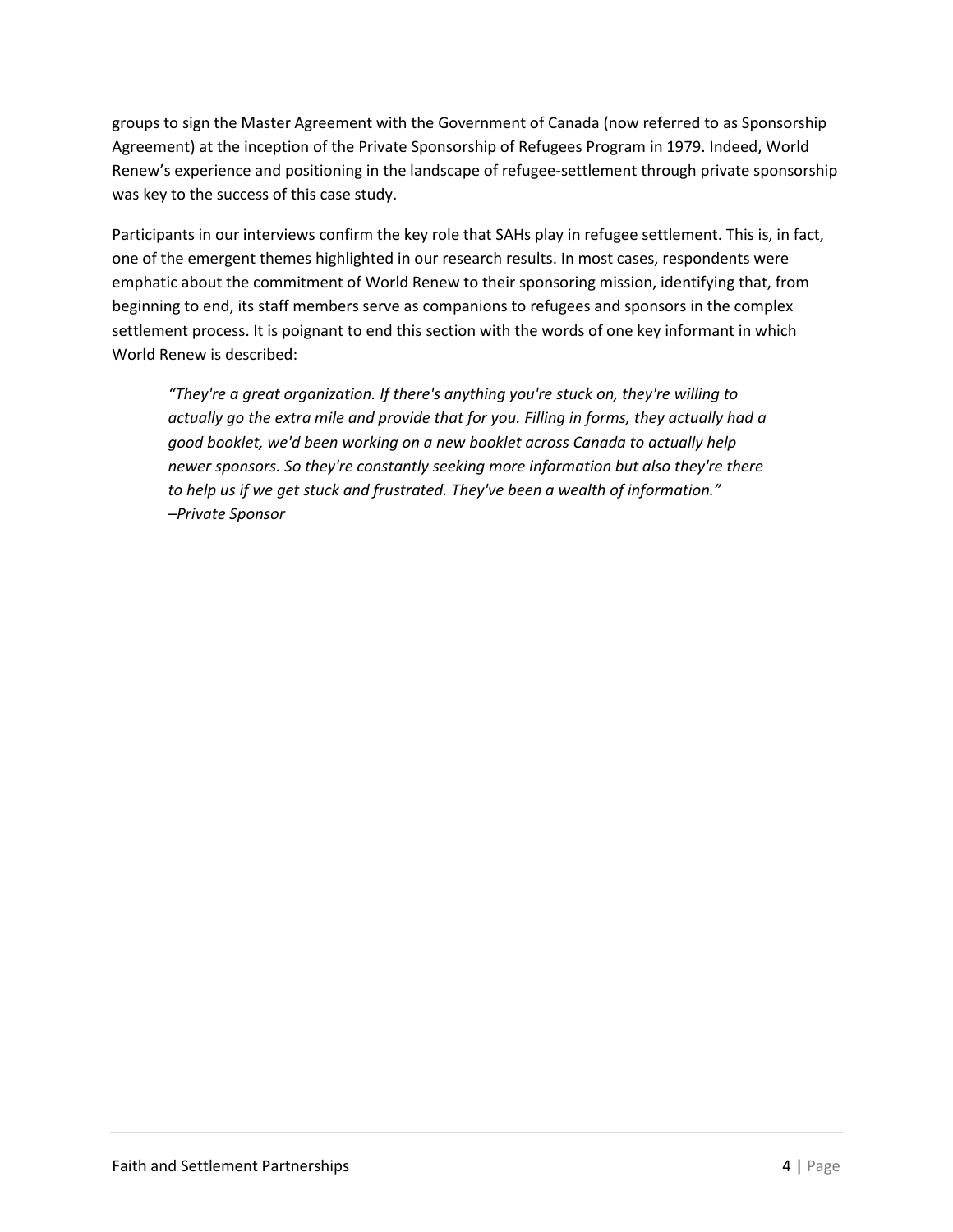groups to sign the Master Agreement with the Government of Canada (now referred to as Sponsorship Agreement) at the inception of the Private Sponsorship of Refugees Program in 1979. Indeed, World Renew's experience and positioning in the landscape of refugee-settlement through private sponsorship was key to the success of this case study.

Participants in our interviews confirm the key role that SAHs play in refugee settlement. This is, in fact, one of the emergent themes highlighted in our research results. In most cases, respondents were emphatic about the commitment of World Renew to their sponsoring mission, identifying that, from beginning to end, its staff members serve as companions to refugees and sponsors in the complex settlement process. It is poignant to end this section with the words of one key informant in which World Renew is described:

> *"They're a great organization. If there's anything you're stuck on, they're willing to actually go the extra mile and provide that for you. Filling in forms, they actually had a good booklet, we'd been working on a new booklet across Canada to actually help newer sponsors. So they're constantly seeking more information but also they're there to help us if we get stuck and frustrated. They've been a wealth of information."*
> *–Private Sponsor*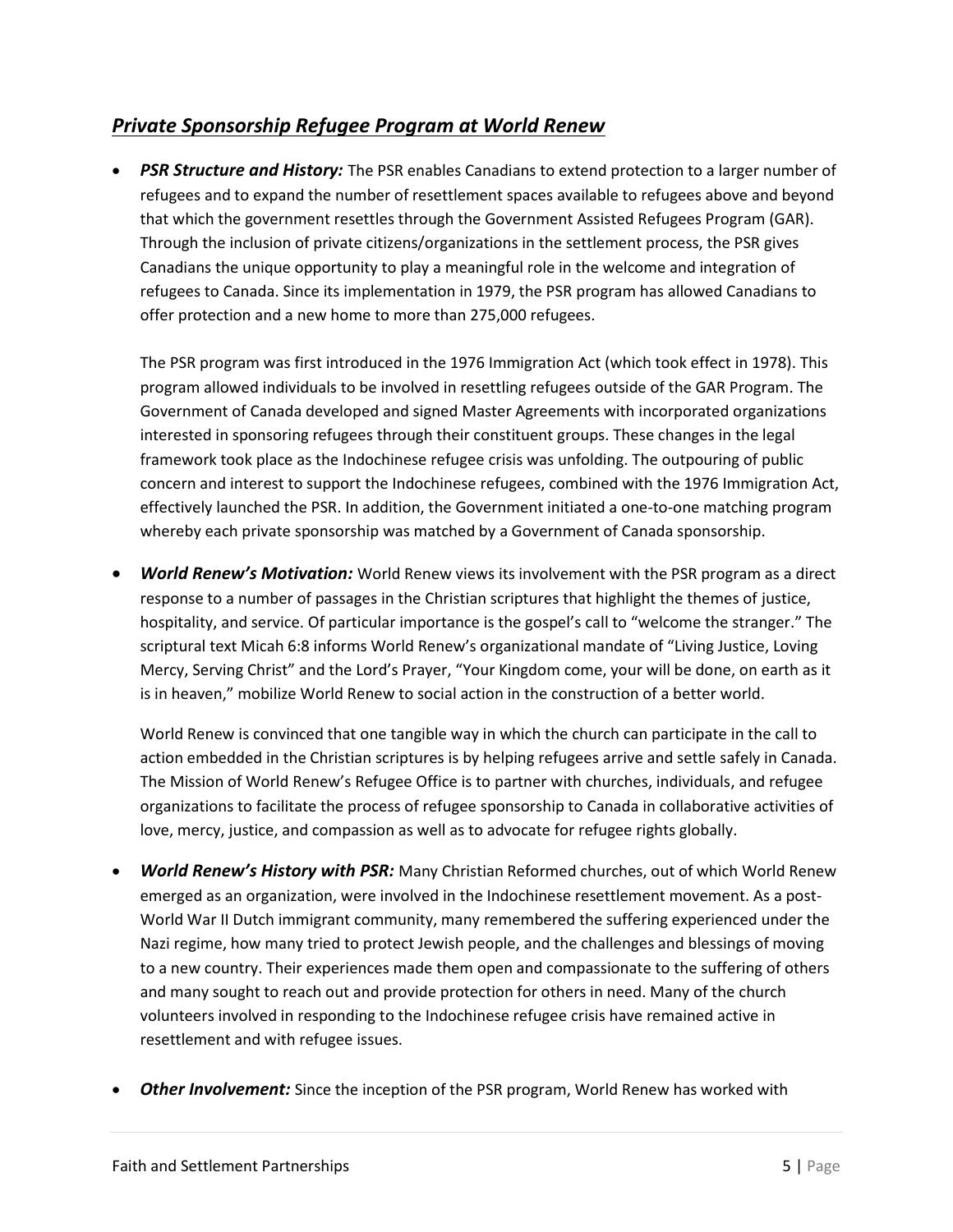## ***Private Sponsorship Refugee Program at World Renew***

- ***PSR Structure and History:*** The PSR enables Canadians to extend protection to a larger number of refugees and to expand the number of resettlement spaces available to refugees above and beyond that which the government resettles through the Government Assisted Refugees Program (GAR). Through the inclusion of private citizens/organizations in the settlement process, the PSR gives Canadians the unique opportunity to play a meaningful role in the welcome and integration of refugees to Canada. Since its implementation in 1979, the PSR program has allowed Canadians to offer protection and a new home to more than 275,000 refugees.

  The PSR program was first introduced in the 1976 Immigration Act (which took effect in 1978). This program allowed individuals to be involved in resettling refugees outside of the GAR Program. The Government of Canada developed and signed Master Agreements with incorporated organizations interested in sponsoring refugees through their constituent groups. These changes in the legal framework took place as the Indochinese refugee crisis was unfolding. The outpouring of public concern and interest to support the Indochinese refugees, combined with the 1976 Immigration Act, effectively launched the PSR. In addition, the Government initiated a one-to-one matching program whereby each private sponsorship was matched by a Government of Canada sponsorship.

- ***World Renew's Motivation:*** World Renew views its involvement with the PSR program as a direct response to a number of passages in the Christian scriptures that highlight the themes of justice, hospitality, and service. Of particular importance is the gospel's call to "welcome the stranger." The scriptural text Micah 6:8 informs World Renew's organizational mandate of "Living Justice, Loving Mercy, Serving Christ" and the Lord's Prayer, "Your Kingdom come, your will be done, on earth as it is in heaven," mobilize World Renew to social action in the construction of a better world.

  World Renew is convinced that one tangible way in which the church can participate in the call to action embedded in the Christian scriptures is by helping refugees arrive and settle safely in Canada. The Mission of World Renew's Refugee Office is to partner with churches, individuals, and refugee organizations to facilitate the process of refugee sponsorship to Canada in collaborative activities of love, mercy, justice, and compassion as well as to advocate for refugee rights globally.

- ***World Renew's History with PSR:*** Many Christian Reformed churches, out of which World Renew emerged as an organization, were involved in the Indochinese resettlement movement. As a post-World War II Dutch immigrant community, many remembered the suffering experienced under the Nazi regime, how many tried to protect Jewish people, and the challenges and blessings of moving to a new country. Their experiences made them open and compassionate to the suffering of others and many sought to reach out and provide protection for others in need. Many of the church volunteers involved in responding to the Indochinese refugee crisis have remained active in resettlement and with refugee issues.

- ***Other Involvement:*** Since the inception of the PSR program, World Renew has worked with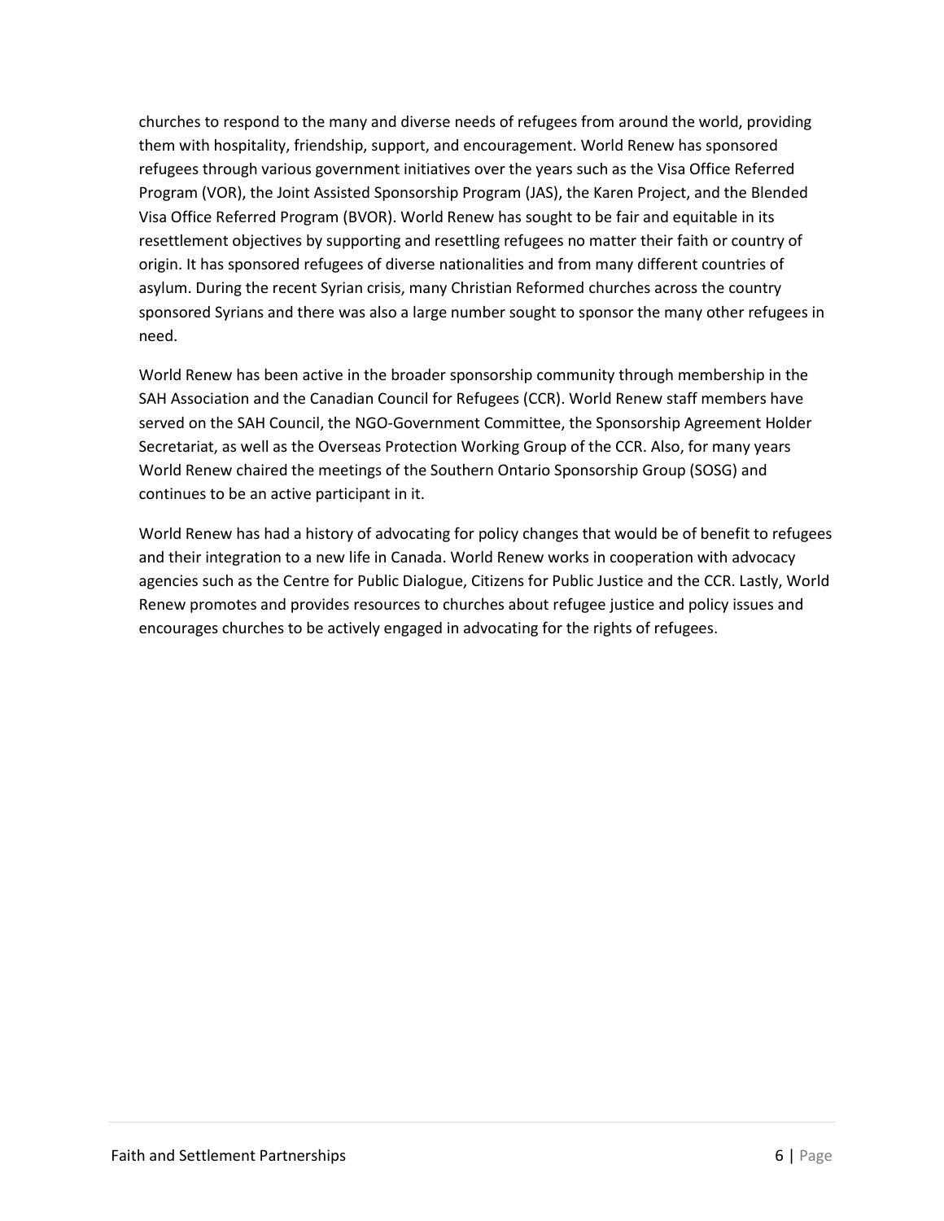churches to respond to the many and diverse needs of refugees from around the world, providing them with hospitality, friendship, support, and encouragement. World Renew has sponsored refugees through various government initiatives over the years such as the Visa Office Referred Program (VOR), the Joint Assisted Sponsorship Program (JAS), the Karen Project, and the Blended Visa Office Referred Program (BVOR). World Renew has sought to be fair and equitable in its resettlement objectives by supporting and resettling refugees no matter their faith or country of origin. It has sponsored refugees of diverse nationalities and from many different countries of asylum. During the recent Syrian crisis, many Christian Reformed churches across the country sponsored Syrians and there was also a large number sought to sponsor the many other refugees in need.

World Renew has been active in the broader sponsorship community through membership in the SAH Association and the Canadian Council for Refugees (CCR). World Renew staff members have served on the SAH Council, the NGO-Government Committee, the Sponsorship Agreement Holder Secretariat, as well as the Overseas Protection Working Group of the CCR. Also, for many years World Renew chaired the meetings of the Southern Ontario Sponsorship Group (SOSG) and continues to be an active participant in it.

World Renew has had a history of advocating for policy changes that would be of benefit to refugees and their integration to a new life in Canada. World Renew works in cooperation with advocacy agencies such as the Centre for Public Dialogue, Citizens for Public Justice and the CCR. Lastly, World Renew promotes and provides resources to churches about refugee justice and policy issues and encourages churches to be actively engaged in advocating for the rights of refugees.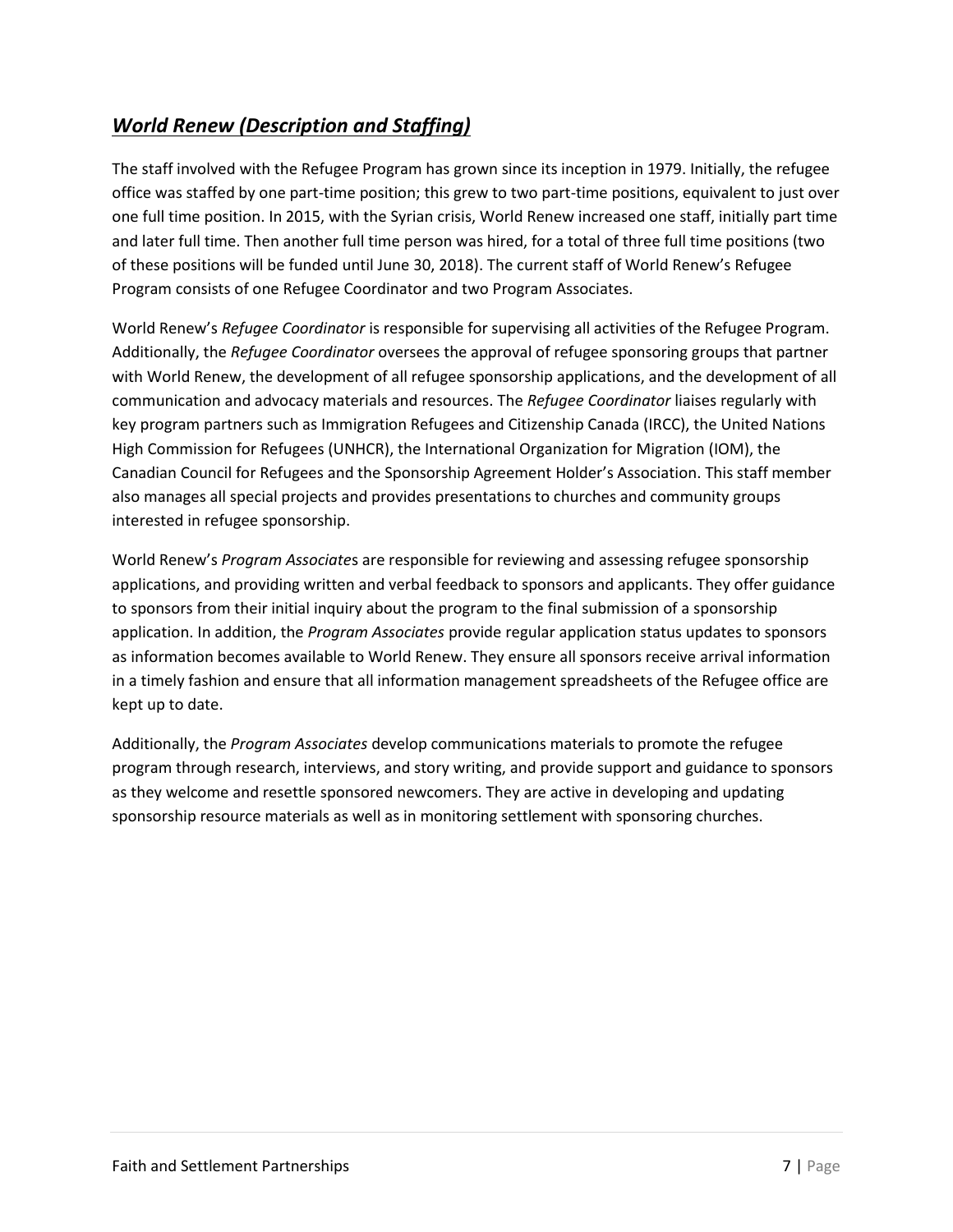## ***World Renew (Description and Staffing)***

The staff involved with the Refugee Program has grown since its inception in 1979. Initially, the refugee office was staffed by one part-time position; this grew to two part-time positions, equivalent to just over one full time position. In 2015, with the Syrian crisis, World Renew increased one staff, initially part time and later full time. Then another full time person was hired, for a total of three full time positions (two of these positions will be funded until June 30, 2018). The current staff of World Renew's Refugee Program consists of one Refugee Coordinator and two Program Associates.

World Renew's *Refugee Coordinator* is responsible for supervising all activities of the Refugee Program. Additionally, the *Refugee Coordinator* oversees the approval of refugee sponsoring groups that partner with World Renew, the development of all refugee sponsorship applications, and the development of all communication and advocacy materials and resources. The *Refugee Coordinator* liaises regularly with key program partners such as Immigration Refugees and Citizenship Canada (IRCC), the United Nations High Commission for Refugees (UNHCR), the International Organization for Migration (IOM), the Canadian Council for Refugees and the Sponsorship Agreement Holder's Association. This staff member also manages all special projects and provides presentations to churches and community groups interested in refugee sponsorship.

World Renew's *Program Associate*s are responsible for reviewing and assessing refugee sponsorship applications, and providing written and verbal feedback to sponsors and applicants. They offer guidance to sponsors from their initial inquiry about the program to the final submission of a sponsorship application. In addition, the *Program Associates* provide regular application status updates to sponsors as information becomes available to World Renew. They ensure all sponsors receive arrival information in a timely fashion and ensure that all information management spreadsheets of the Refugee office are kept up to date.

Additionally, the *Program Associates* develop communications materials to promote the refugee program through research, interviews, and story writing, and provide support and guidance to sponsors as they welcome and resettle sponsored newcomers. They are active in developing and updating sponsorship resource materials as well as in monitoring settlement with sponsoring churches.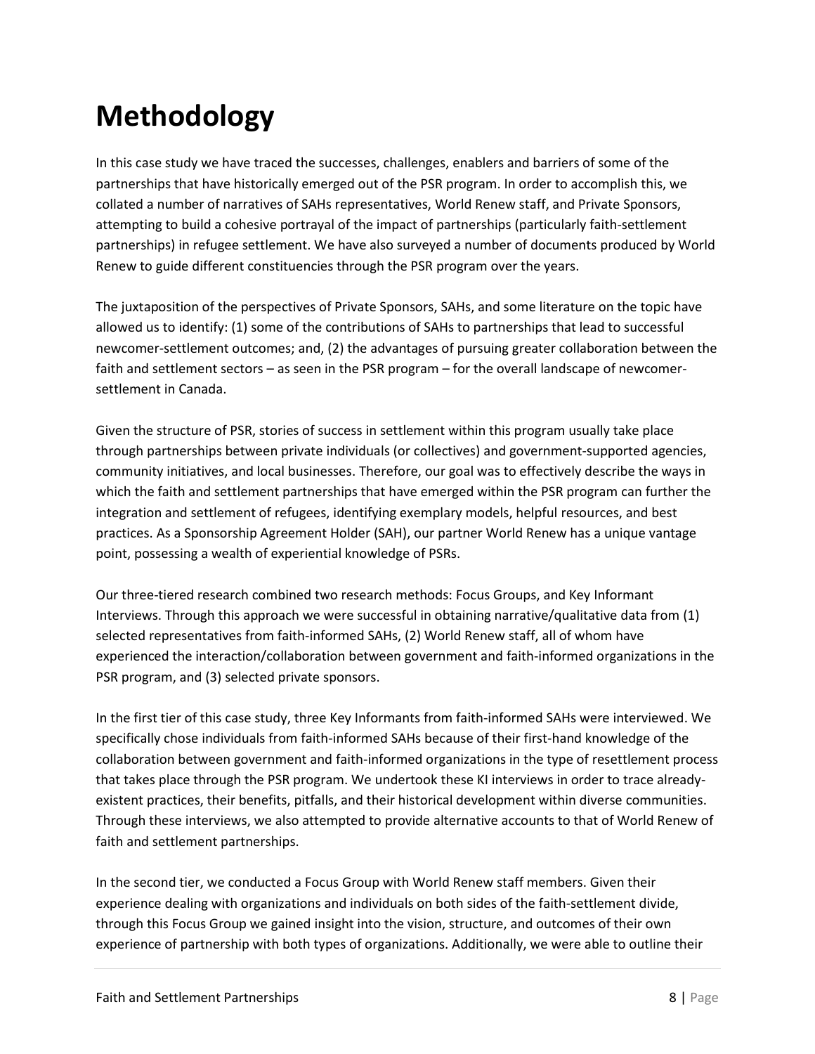# Methodology

In this case study we have traced the successes, challenges, enablers and barriers of some of the partnerships that have historically emerged out of the PSR program. In order to accomplish this, we collated a number of narratives of SAHs representatives, World Renew staff, and Private Sponsors, attempting to build a cohesive portrayal of the impact of partnerships (particularly faith-settlement partnerships) in refugee settlement. We have also surveyed a number of documents produced by World Renew to guide different constituencies through the PSR program over the years.

The juxtaposition of the perspectives of Private Sponsors, SAHs, and some literature on the topic have allowed us to identify: (1) some of the contributions of SAHs to partnerships that lead to successful newcomer-settlement outcomes; and, (2) the advantages of pursuing greater collaboration between the faith and settlement sectors – as seen in the PSR program – for the overall landscape of newcomer-settlement in Canada.

Given the structure of PSR, stories of success in settlement within this program usually take place through partnerships between private individuals (or collectives) and government-supported agencies, community initiatives, and local businesses. Therefore, our goal was to effectively describe the ways in which the faith and settlement partnerships that have emerged within the PSR program can further the integration and settlement of refugees, identifying exemplary models, helpful resources, and best practices. As a Sponsorship Agreement Holder (SAH), our partner World Renew has a unique vantage point, possessing a wealth of experiential knowledge of PSRs.

Our three-tiered research combined two research methods: Focus Groups, and Key Informant Interviews. Through this approach we were successful in obtaining narrative/qualitative data from (1) selected representatives from faith-informed SAHs, (2) World Renew staff, all of whom have experienced the interaction/collaboration between government and faith-informed organizations in the PSR program, and (3) selected private sponsors.

In the first tier of this case study, three Key Informants from faith-informed SAHs were interviewed. We specifically chose individuals from faith-informed SAHs because of their first-hand knowledge of the collaboration between government and faith-informed organizations in the type of resettlement process that takes place through the PSR program. We undertook these KI interviews in order to trace already-existent practices, their benefits, pitfalls, and their historical development within diverse communities. Through these interviews, we also attempted to provide alternative accounts to that of World Renew of faith and settlement partnerships.

In the second tier, we conducted a Focus Group with World Renew staff members. Given their experience dealing with organizations and individuals on both sides of the faith-settlement divide, through this Focus Group we gained insight into the vision, structure, and outcomes of their own experience of partnership with both types of organizations. Additionally, we were able to outline their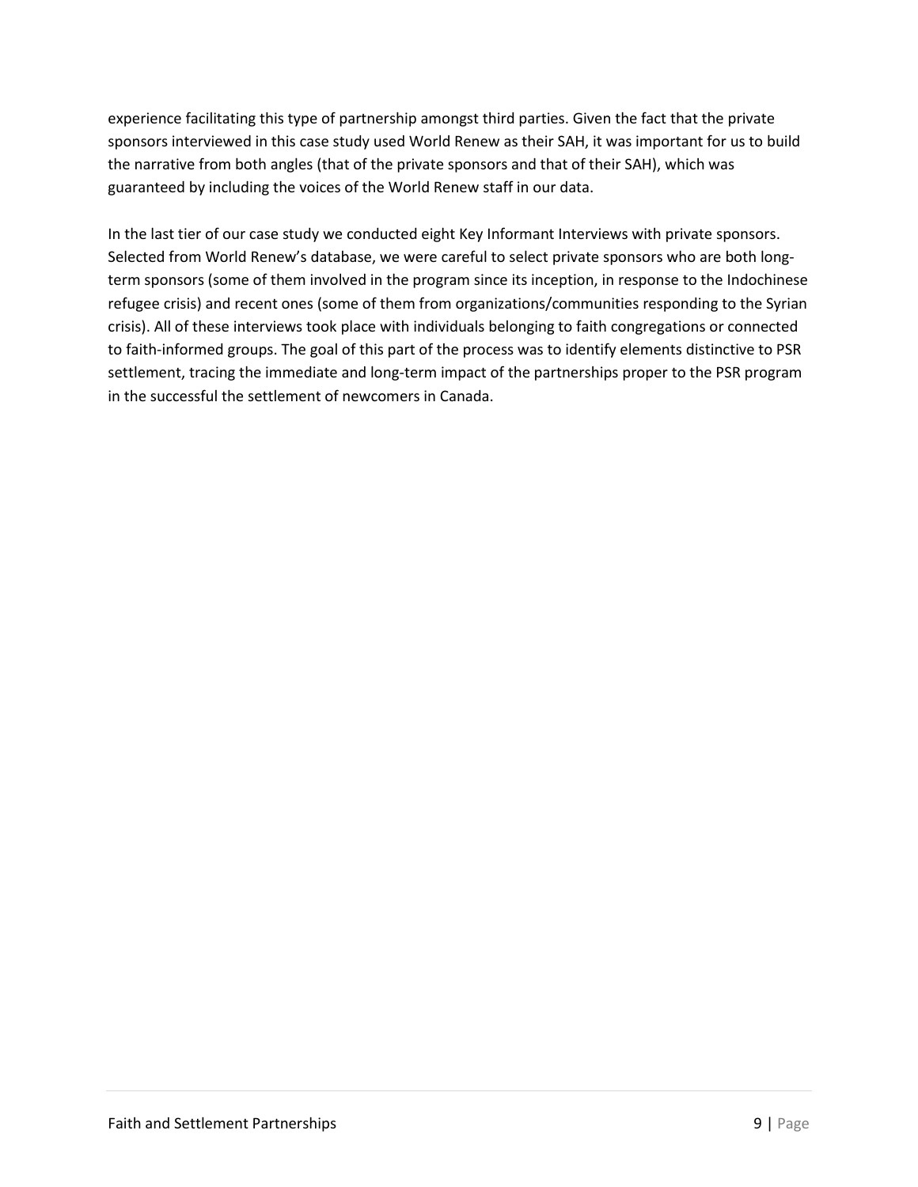experience facilitating this type of partnership amongst third parties. Given the fact that the private sponsors interviewed in this case study used World Renew as their SAH, it was important for us to build the narrative from both angles (that of the private sponsors and that of their SAH), which was guaranteed by including the voices of the World Renew staff in our data.

In the last tier of our case study we conducted eight Key Informant Interviews with private sponsors. Selected from World Renew's database, we were careful to select private sponsors who are both long-term sponsors (some of them involved in the program since its inception, in response to the Indochinese refugee crisis) and recent ones (some of them from organizations/communities responding to the Syrian crisis). All of these interviews took place with individuals belonging to faith congregations or connected to faith-informed groups. The goal of this part of the process was to identify elements distinctive to PSR settlement, tracing the immediate and long-term impact of the partnerships proper to the PSR program in the successful the settlement of newcomers in Canada.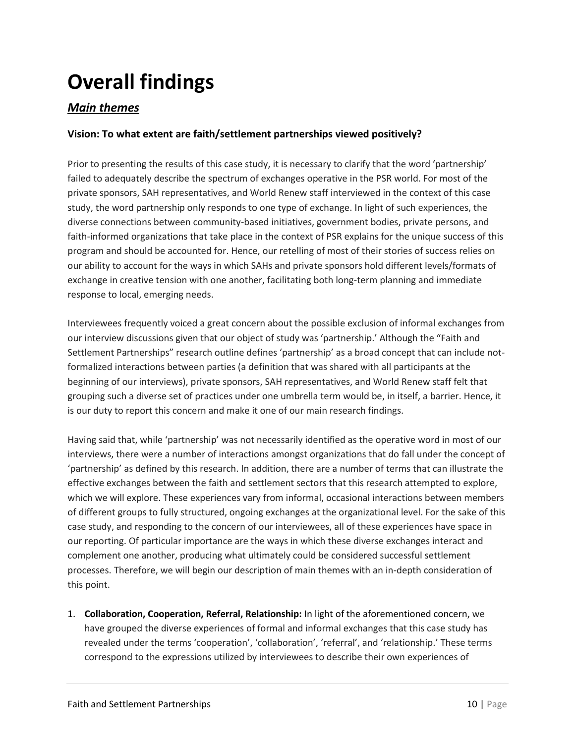# Overall findings

## ***Main themes***

### Vision: To what extent are faith/settlement partnerships viewed positively?

Prior to presenting the results of this case study, it is necessary to clarify that the word 'partnership' failed to adequately describe the spectrum of exchanges operative in the PSR world. For most of the private sponsors, SAH representatives, and World Renew staff interviewed in the context of this case study, the word partnership only responds to one type of exchange. In light of such experiences, the diverse connections between community-based initiatives, government bodies, private persons, and faith-informed organizations that take place in the context of PSR explains for the unique success of this program and should be accounted for. Hence, our retelling of most of their stories of success relies on our ability to account for the ways in which SAHs and private sponsors hold different levels/formats of exchange in creative tension with one another, facilitating both long-term planning and immediate response to local, emerging needs.

Interviewees frequently voiced a great concern about the possible exclusion of informal exchanges from our interview discussions given that our object of study was 'partnership.' Although the "Faith and Settlement Partnerships" research outline defines 'partnership' as a broad concept that can include not-formalized interactions between parties (a definition that was shared with all participants at the beginning of our interviews), private sponsors, SAH representatives, and World Renew staff felt that grouping such a diverse set of practices under one umbrella term would be, in itself, a barrier. Hence, it is our duty to report this concern and make it one of our main research findings.

Having said that, while 'partnership' was not necessarily identified as the operative word in most of our interviews, there were a number of interactions amongst organizations that do fall under the concept of 'partnership' as defined by this research. In addition, there are a number of terms that can illustrate the effective exchanges between the faith and settlement sectors that this research attempted to explore, which we will explore. These experiences vary from informal, occasional interactions between members of different groups to fully structured, ongoing exchanges at the organizational level. For the sake of this case study, and responding to the concern of our interviewees, all of these experiences have space in our reporting. Of particular importance are the ways in which these diverse exchanges interact and complement one another, producing what ultimately could be considered successful settlement processes. Therefore, we will begin our description of main themes with an in-depth consideration of this point.

1. **Collaboration, Cooperation, Referral, Relationship:** In light of the aforementioned concern, we have grouped the diverse experiences of formal and informal exchanges that this case study has revealed under the terms 'cooperation', 'collaboration', 'referral', and 'relationship.' These terms correspond to the expressions utilized by interviewees to describe their own experiences of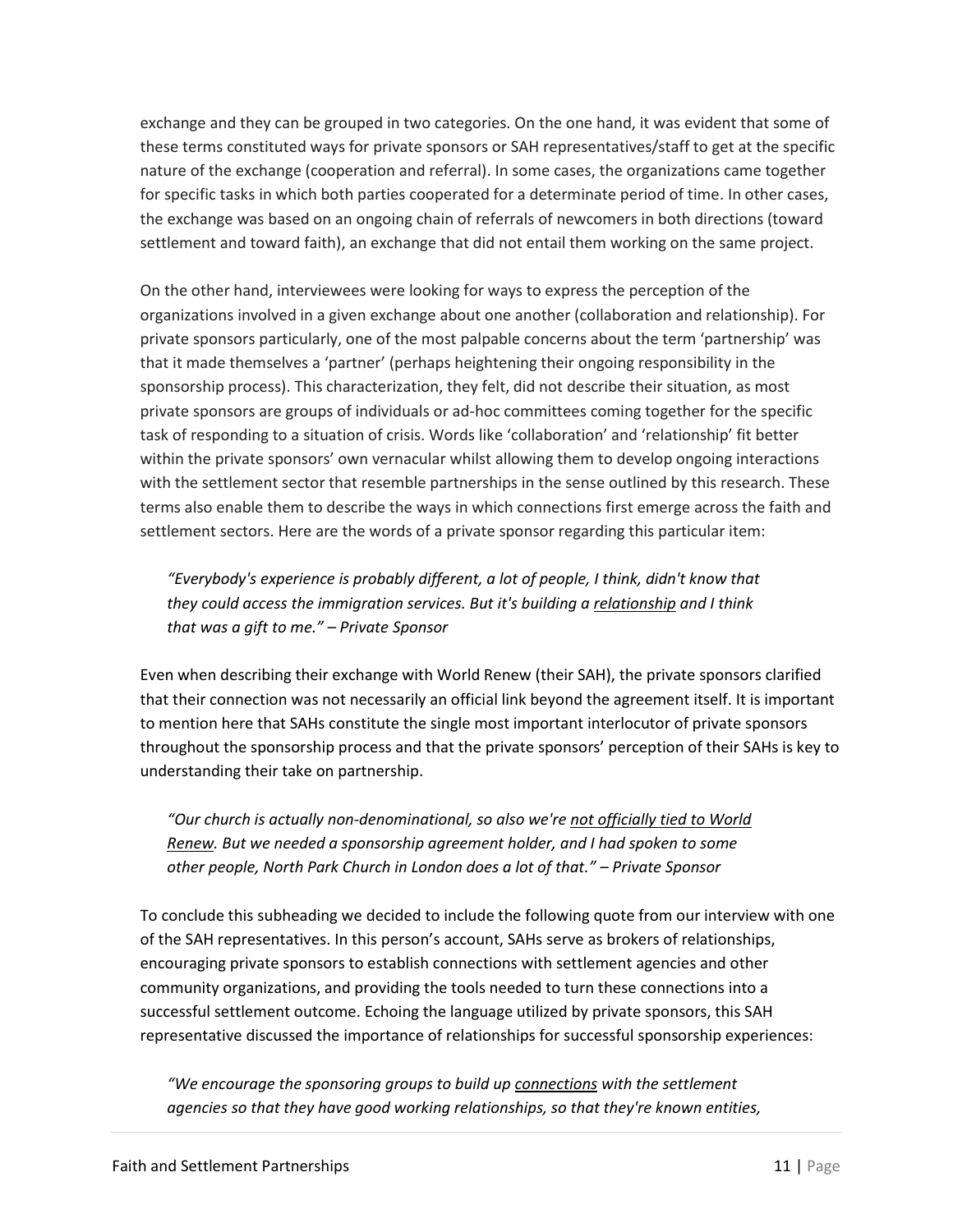exchange and they can be grouped in two categories. On the one hand, it was evident that some of these terms constituted ways for private sponsors or SAH representatives/staff to get at the specific nature of the exchange (cooperation and referral). In some cases, the organizations came together for specific tasks in which both parties cooperated for a determinate period of time. In other cases, the exchange was based on an ongoing chain of referrals of newcomers in both directions (toward settlement and toward faith), an exchange that did not entail them working on the same project.

On the other hand, interviewees were looking for ways to express the perception of the organizations involved in a given exchange about one another (collaboration and relationship). For private sponsors particularly, one of the most palpable concerns about the term 'partnership' was that it made themselves a 'partner' (perhaps heightening their ongoing responsibility in the sponsorship process). This characterization, they felt, did not describe their situation, as most private sponsors are groups of individuals or ad-hoc committees coming together for the specific task of responding to a situation of crisis. Words like 'collaboration' and 'relationship' fit better within the private sponsors' own vernacular whilst allowing them to develop ongoing interactions with the settlement sector that resemble partnerships in the sense outlined by this research. These terms also enable them to describe the ways in which connections first emerge across the faith and settlement sectors. Here are the words of a private sponsor regarding this particular item:

> *"Everybody's experience is probably different, a lot of people, I think, didn't know that they could access the immigration services. But it's building a <u>relationship</u> and I think that was a gift to me." – Private Sponsor*

Even when describing their exchange with World Renew (their SAH), the private sponsors clarified that their connection was not necessarily an official link beyond the agreement itself. It is important to mention here that SAHs constitute the single most important interlocutor of private sponsors throughout the sponsorship process and that the private sponsors' perception of their SAHs is key to understanding their take on partnership.

> *"Our church is actually non-denominational, so also we're <u>not officially tied to World Renew</u>. But we needed a sponsorship agreement holder, and I had spoken to some other people, North Park Church in London does a lot of that." – Private Sponsor*

To conclude this subheading we decided to include the following quote from our interview with one of the SAH representatives. In this person's account, SAHs serve as brokers of relationships, encouraging private sponsors to establish connections with settlement agencies and other community organizations, and providing the tools needed to turn these connections into a successful settlement outcome. Echoing the language utilized by private sponsors, this SAH representative discussed the importance of relationships for successful sponsorship experiences:

> *"We encourage the sponsoring groups to build up <u>connections</u> with the settlement agencies so that they have good working relationships, so that they're known entities,*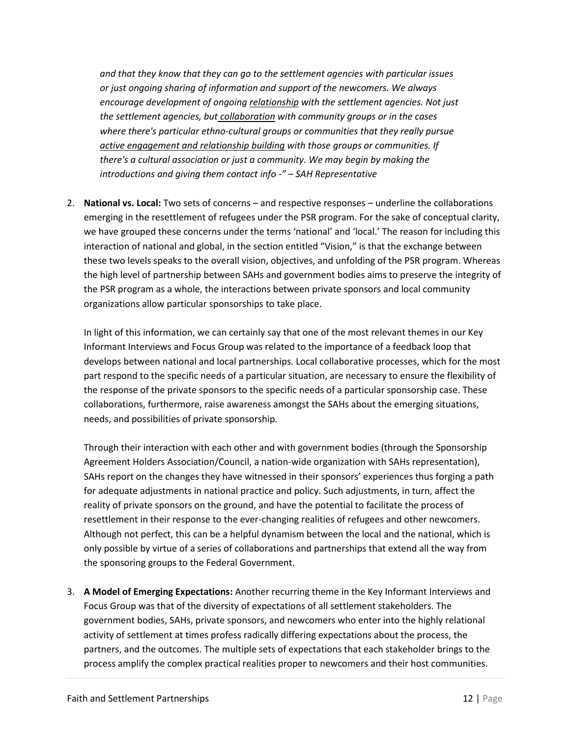*and that they know that they can go to the settlement agencies with particular issues or just ongoing sharing of information and support of the newcomers. We always encourage development of ongoing <u>relationship</u> with the settlement agencies. Not just the settlement agencies, but <u>collaboration</u> with community groups or in the cases where there's particular ethno-cultural groups or communities that they really pursue <u>active engagement and relationship building</u> with those groups or communities. If there's a cultural association or just a community. We may begin by making the introductions and giving them contact info -" – SAH Representative*

2. **National vs. Local:** Two sets of concerns – and respective responses – underline the collaborations emerging in the resettlement of refugees under the PSR program. For the sake of conceptual clarity, we have grouped these concerns under the terms 'national' and 'local.' The reason for including this interaction of national and global, in the section entitled "Vision," is that the exchange between these two levels speaks to the overall vision, objectives, and unfolding of the PSR program. Whereas the high level of partnership between SAHs and government bodies aims to preserve the integrity of the PSR program as a whole, the interactions between private sponsors and local community organizations allow particular sponsorships to take place.

   In light of this information, we can certainly say that one of the most relevant themes in our Key Informant Interviews and Focus Group was related to the importance of a feedback loop that develops between national and local partnerships. Local collaborative processes, which for the most part respond to the specific needs of a particular situation, are necessary to ensure the flexibility of the response of the private sponsors to the specific needs of a particular sponsorship case. These collaborations, furthermore, raise awareness amongst the SAHs about the emerging situations, needs, and possibilities of private sponsorship.

   Through their interaction with each other and with government bodies (through the Sponsorship Agreement Holders Association/Council, a nation-wide organization with SAHs representation), SAHs report on the changes they have witnessed in their sponsors' experiences thus forging a path for adequate adjustments in national practice and policy. Such adjustments, in turn, affect the reality of private sponsors on the ground, and have the potential to facilitate the process of resettlement in their response to the ever-changing realities of refugees and other newcomers. Although not perfect, this can be a helpful dynamism between the local and the national, which is only possible by virtue of a series of collaborations and partnerships that extend all the way from the sponsoring groups to the Federal Government.

3. **A Model of Emerging Expectations:** Another recurring theme in the Key Informant Interviews and Focus Group was that of the diversity of expectations of all settlement stakeholders. The government bodies, SAHs, private sponsors, and newcomers who enter into the highly relational activity of settlement at times profess radically differing expectations about the process, the partners, and the outcomes. The multiple sets of expectations that each stakeholder brings to the process amplify the complex practical realities proper to newcomers and their host communities.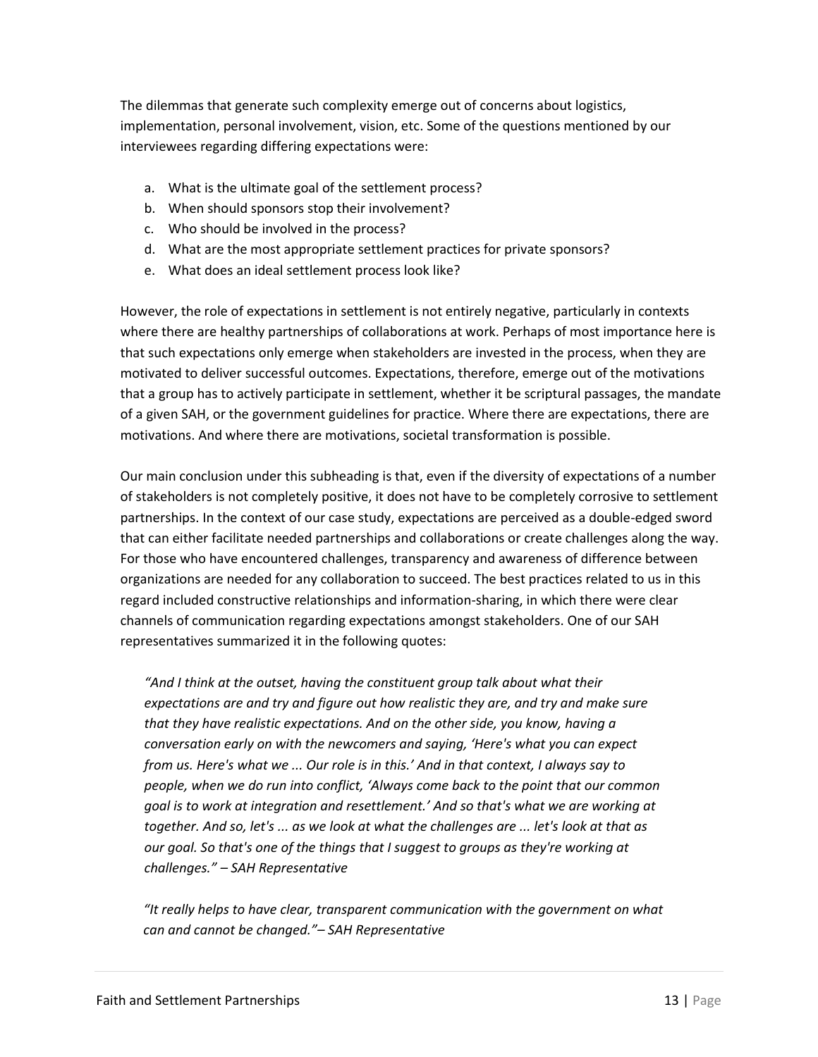The dilemmas that generate such complexity emerge out of concerns about logistics, implementation, personal involvement, vision, etc. Some of the questions mentioned by our interviewees regarding differing expectations were:

a. What is the ultimate goal of the settlement process?
b. When should sponsors stop their involvement?
c. Who should be involved in the process?
d. What are the most appropriate settlement practices for private sponsors?
e. What does an ideal settlement process look like?

However, the role of expectations in settlement is not entirely negative, particularly in contexts where there are healthy partnerships of collaborations at work. Perhaps of most importance here is that such expectations only emerge when stakeholders are invested in the process, when they are motivated to deliver successful outcomes. Expectations, therefore, emerge out of the motivations that a group has to actively participate in settlement, whether it be scriptural passages, the mandate of a given SAH, or the government guidelines for practice. Where there are expectations, there are motivations. And where there are motivations, societal transformation is possible.

Our main conclusion under this subheading is that, even if the diversity of expectations of a number of stakeholders is not completely positive, it does not have to be completely corrosive to settlement partnerships. In the context of our case study, expectations are perceived as a double-edged sword that can either facilitate needed partnerships and collaborations or create challenges along the way. For those who have encountered challenges, transparency and awareness of difference between organizations are needed for any collaboration to succeed. The best practices related to us in this regard included constructive relationships and information-sharing, in which there were clear channels of communication regarding expectations amongst stakeholders. One of our SAH representatives summarized it in the following quotes:

> *"And I think at the outset, having the constituent group talk about what their expectations are and try and figure out how realistic they are, and try and make sure that they have realistic expectations. And on the other side, you know, having a conversation early on with the newcomers and saying, 'Here's what you can expect from us. Here's what we ... Our role is in this.' And in that context, I always say to people, when we do run into conflict, 'Always come back to the point that our common goal is to work at integration and resettlement.' And so that's what we are working at together. And so, let's ... as we look at what the challenges are ... let's look at that as our goal. So that's one of the things that I suggest to groups as they're working at challenges." – SAH Representative*

> *"It really helps to have clear, transparent communication with the government on what can and cannot be changed."– SAH Representative*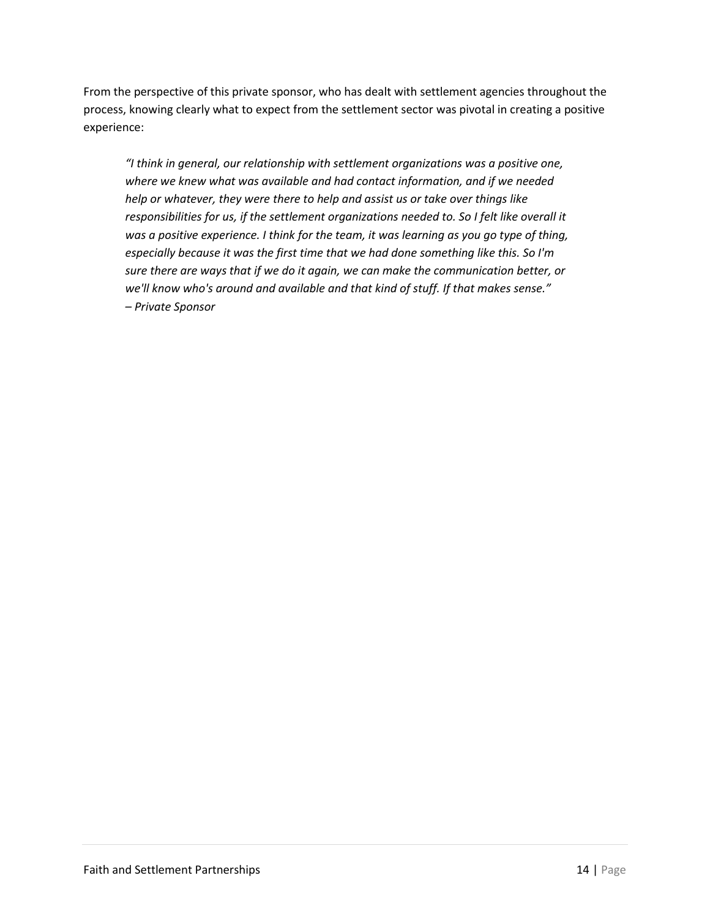From the perspective of this private sponsor, who has dealt with settlement agencies throughout the process, knowing clearly what to expect from the settlement sector was pivotal in creating a positive experience:

> *"I think in general, our relationship with settlement organizations was a positive one, where we knew what was available and had contact information, and if we needed help or whatever, they were there to help and assist us or take over things like responsibilities for us, if the settlement organizations needed to. So I felt like overall it was a positive experience. I think for the team, it was learning as you go type of thing, especially because it was the first time that we had done something like this. So I'm sure there are ways that if we do it again, we can make the communication better, or we'll know who's around and available and that kind of stuff. If that makes sense."*
> *– Private Sponsor*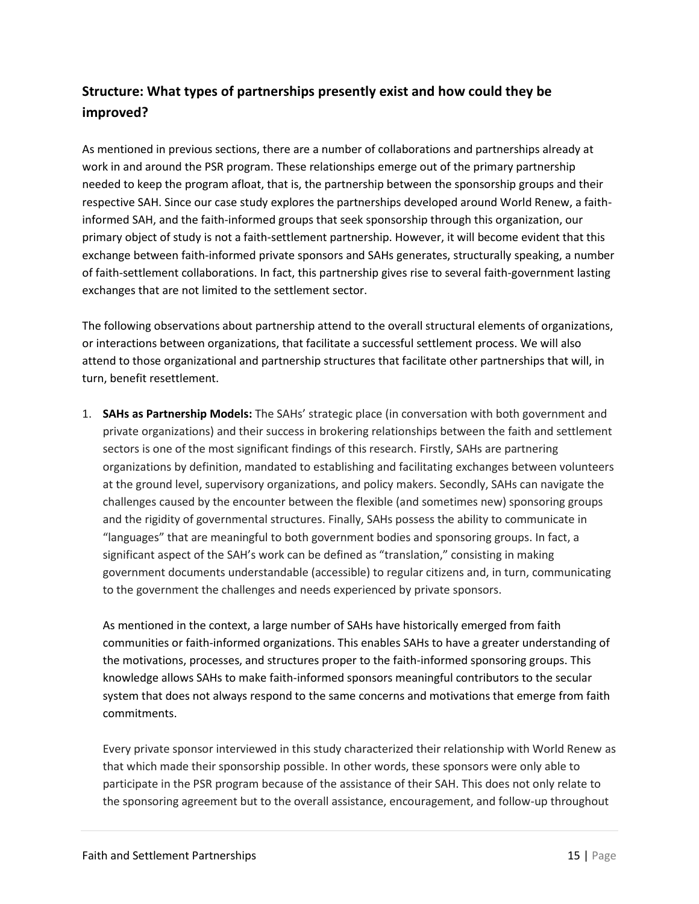## Structure: What types of partnerships presently exist and how could they be improved?

As mentioned in previous sections, there are a number of collaborations and partnerships already at work in and around the PSR program. These relationships emerge out of the primary partnership needed to keep the program afloat, that is, the partnership between the sponsorship groups and their respective SAH. Since our case study explores the partnerships developed around World Renew, a faith-informed SAH, and the faith-informed groups that seek sponsorship through this organization, our primary object of study is not a faith-settlement partnership. However, it will become evident that this exchange between faith-informed private sponsors and SAHs generates, structurally speaking, a number of faith-settlement collaborations. In fact, this partnership gives rise to several faith-government lasting exchanges that are not limited to the settlement sector.

The following observations about partnership attend to the overall structural elements of organizations, or interactions between organizations, that facilitate a successful settlement process. We will also attend to those organizational and partnership structures that facilitate other partnerships that will, in turn, benefit resettlement.

1. **SAHs as Partnership Models:** The SAHs' strategic place (in conversation with both government and private organizations) and their success in brokering relationships between the faith and settlement sectors is one of the most significant findings of this research. Firstly, SAHs are partnering organizations by definition, mandated to establishing and facilitating exchanges between volunteers at the ground level, supervisory organizations, and policy makers. Secondly, SAHs can navigate the challenges caused by the encounter between the flexible (and sometimes new) sponsoring groups and the rigidity of governmental structures. Finally, SAHs possess the ability to communicate in "languages" that are meaningful to both government bodies and sponsoring groups. In fact, a significant aspect of the SAH's work can be defined as "translation," consisting in making government documents understandable (accessible) to regular citizens and, in turn, communicating to the government the challenges and needs experienced by private sponsors.

   As mentioned in the context, a large number of SAHs have historically emerged from faith communities or faith-informed organizations. This enables SAHs to have a greater understanding of the motivations, processes, and structures proper to the faith-informed sponsoring groups. This knowledge allows SAHs to make faith-informed sponsors meaningful contributors to the secular system that does not always respond to the same concerns and motivations that emerge from faith commitments.

   Every private sponsor interviewed in this study characterized their relationship with World Renew as that which made their sponsorship possible. In other words, these sponsors were only able to participate in the PSR program because of the assistance of their SAH. This does not only relate to the sponsoring agreement but to the overall assistance, encouragement, and follow-up throughout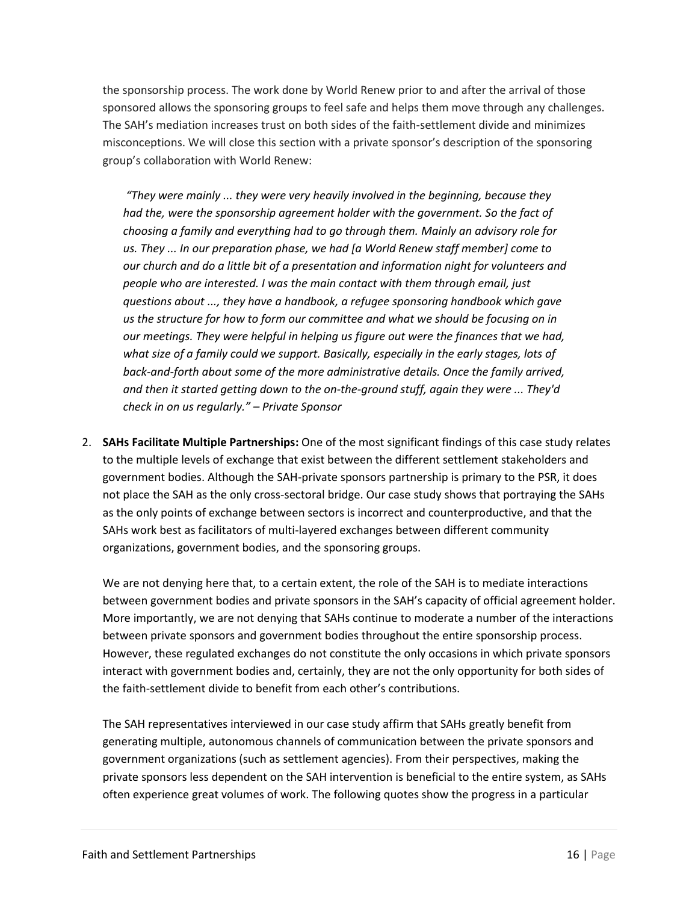the sponsorship process. The work done by World Renew prior to and after the arrival of those sponsored allows the sponsoring groups to feel safe and helps them move through any challenges. The SAH's mediation increases trust on both sides of the faith-settlement divide and minimizes misconceptions. We will close this section with a private sponsor's description of the sponsoring group's collaboration with World Renew:

> *"They were mainly ... they were very heavily involved in the beginning, because they had the, were the sponsorship agreement holder with the government. So the fact of choosing a family and everything had to go through them. Mainly an advisory role for us. They ... In our preparation phase, we had [a World Renew staff member] come to our church and do a little bit of a presentation and information night for volunteers and people who are interested. I was the main contact with them through email, just questions about ..., they have a handbook, a refugee sponsoring handbook which gave us the structure for how to form our committee and what we should be focusing on in our meetings. They were helpful in helping us figure out were the finances that we had, what size of a family could we support. Basically, especially in the early stages, lots of back-and-forth about some of the more administrative details. Once the family arrived, and then it started getting down to the on-the-ground stuff, again they were ... They'd check in on us regularly." – Private Sponsor*

2. **SAHs Facilitate Multiple Partnerships:** One of the most significant findings of this case study relates to the multiple levels of exchange that exist between the different settlement stakeholders and government bodies. Although the SAH-private sponsors partnership is primary to the PSR, it does not place the SAH as the only cross-sectoral bridge. Our case study shows that portraying the SAHs as the only points of exchange between sectors is incorrect and counterproductive, and that the SAHs work best as facilitators of multi-layered exchanges between different community organizations, government bodies, and the sponsoring groups.

   We are not denying here that, to a certain extent, the role of the SAH is to mediate interactions between government bodies and private sponsors in the SAH's capacity of official agreement holder. More importantly, we are not denying that SAHs continue to moderate a number of the interactions between private sponsors and government bodies throughout the entire sponsorship process. However, these regulated exchanges do not constitute the only occasions in which private sponsors interact with government bodies and, certainly, they are not the only opportunity for both sides of the faith-settlement divide to benefit from each other's contributions.

   The SAH representatives interviewed in our case study affirm that SAHs greatly benefit from generating multiple, autonomous channels of communication between the private sponsors and government organizations (such as settlement agencies). From their perspectives, making the private sponsors less dependent on the SAH intervention is beneficial to the entire system, as SAHs often experience great volumes of work. The following quotes show the progress in a particular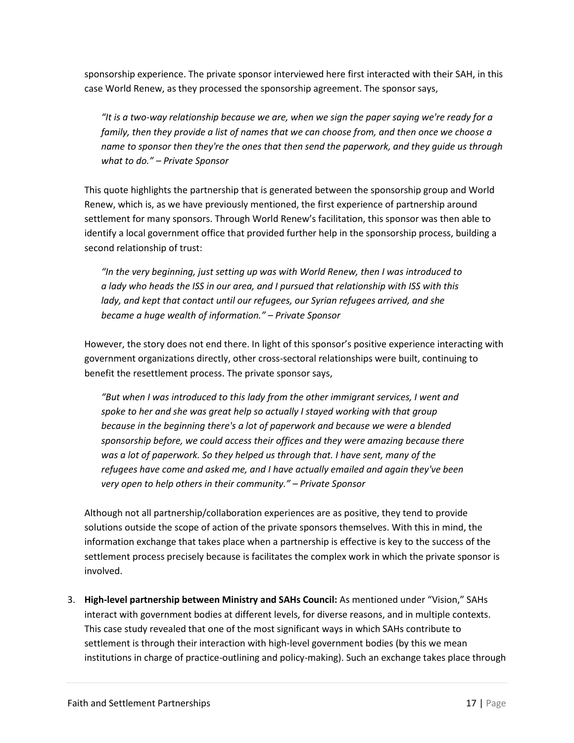sponsorship experience. The private sponsor interviewed here first interacted with their SAH, in this case World Renew, as they processed the sponsorship agreement. The sponsor says,

> *"It is a two-way relationship because we are, when we sign the paper saying we're ready for a family, then they provide a list of names that we can choose from, and then once we choose a name to sponsor then they're the ones that then send the paperwork, and they guide us through what to do." – Private Sponsor*

This quote highlights the partnership that is generated between the sponsorship group and World Renew, which is, as we have previously mentioned, the first experience of partnership around settlement for many sponsors. Through World Renew's facilitation, this sponsor was then able to identify a local government office that provided further help in the sponsorship process, building a second relationship of trust:

> *"In the very beginning, just setting up was with World Renew, then I was introduced to a lady who heads the ISS in our area, and I pursued that relationship with ISS with this lady, and kept that contact until our refugees, our Syrian refugees arrived, and she became a huge wealth of information." – Private Sponsor*

However, the story does not end there. In light of this sponsor's positive experience interacting with government organizations directly, other cross-sectoral relationships were built, continuing to benefit the resettlement process. The private sponsor says,

> *"But when I was introduced to this lady from the other immigrant services, I went and spoke to her and she was great help so actually I stayed working with that group because in the beginning there's a lot of paperwork and because we were a blended sponsorship before, we could access their offices and they were amazing because there was a lot of paperwork. So they helped us through that. I have sent, many of the refugees have come and asked me, and I have actually emailed and again they've been very open to help others in their community." – Private Sponsor*

Although not all partnership/collaboration experiences are as positive, they tend to provide solutions outside the scope of action of the private sponsors themselves. With this in mind, the information exchange that takes place when a partnership is effective is key to the success of the settlement process precisely because is facilitates the complex work in which the private sponsor is involved.

3. **High-level partnership between Ministry and SAHs Council:** As mentioned under "Vision," SAHs interact with government bodies at different levels, for diverse reasons, and in multiple contexts. This case study revealed that one of the most significant ways in which SAHs contribute to settlement is through their interaction with high-level government bodies (by this we mean institutions in charge of practice-outlining and policy-making). Such an exchange takes place through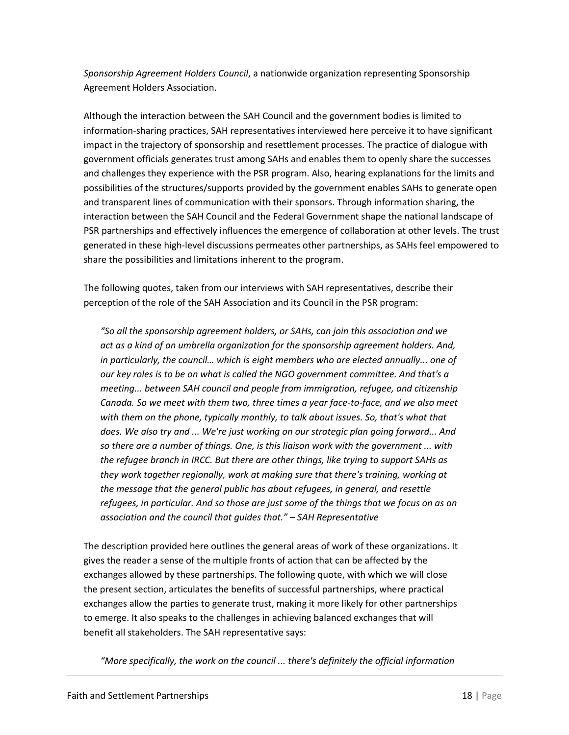*Sponsorship Agreement Holders Council*, a nationwide organization representing Sponsorship Agreement Holders Association.

Although the interaction between the SAH Council and the government bodies is limited to information-sharing practices, SAH representatives interviewed here perceive it to have significant impact in the trajectory of sponsorship and resettlement processes. The practice of dialogue with government officials generates trust among SAHs and enables them to openly share the successes and challenges they experience with the PSR program. Also, hearing explanations for the limits and possibilities of the structures/supports provided by the government enables SAHs to generate open and transparent lines of communication with their sponsors. Through information sharing, the interaction between the SAH Council and the Federal Government shape the national landscape of PSR partnerships and effectively influences the emergence of collaboration at other levels. The trust generated in these high-level discussions permeates other partnerships, as SAHs feel empowered to share the possibilities and limitations inherent to the program.

The following quotes, taken from our interviews with SAH representatives, describe their perception of the role of the SAH Association and its Council in the PSR program:

> *"So all the sponsorship agreement holders, or SAHs, can join this association and we act as a kind of an umbrella organization for the sponsorship agreement holders. And, in particularly, the council… which is eight members who are elected annually... one of our key roles is to be on what is called the NGO government committee. And that's a meeting... between SAH council and people from immigration, refugee, and citizenship Canada. So we meet with them two, three times a year face-to-face, and we also meet with them on the phone, typically monthly, to talk about issues. So, that's what that does. We also try and ... We're just working on our strategic plan going forward... And so there are a number of things. One, is this liaison work with the government ... with the refugee branch in IRCC. But there are other things, like trying to support SAHs as they work together regionally, work at making sure that there's training, working at the message that the general public has about refugees, in general, and resettle refugees, in particular. And so those are just some of the things that we focus on as an association and the council that guides that." – SAH Representative*

The description provided here outlines the general areas of work of these organizations. It gives the reader a sense of the multiple fronts of action that can be affected by the exchanges allowed by these partnerships. The following quote, with which we will close the present section, articulates the benefits of successful partnerships, where practical exchanges allow the parties to generate trust, making it more likely for other partnerships to emerge. It also speaks to the challenges in achieving balanced exchanges that will benefit all stakeholders. The SAH representative says:

> *"More specifically, the work on the council ... there's definitely the official information*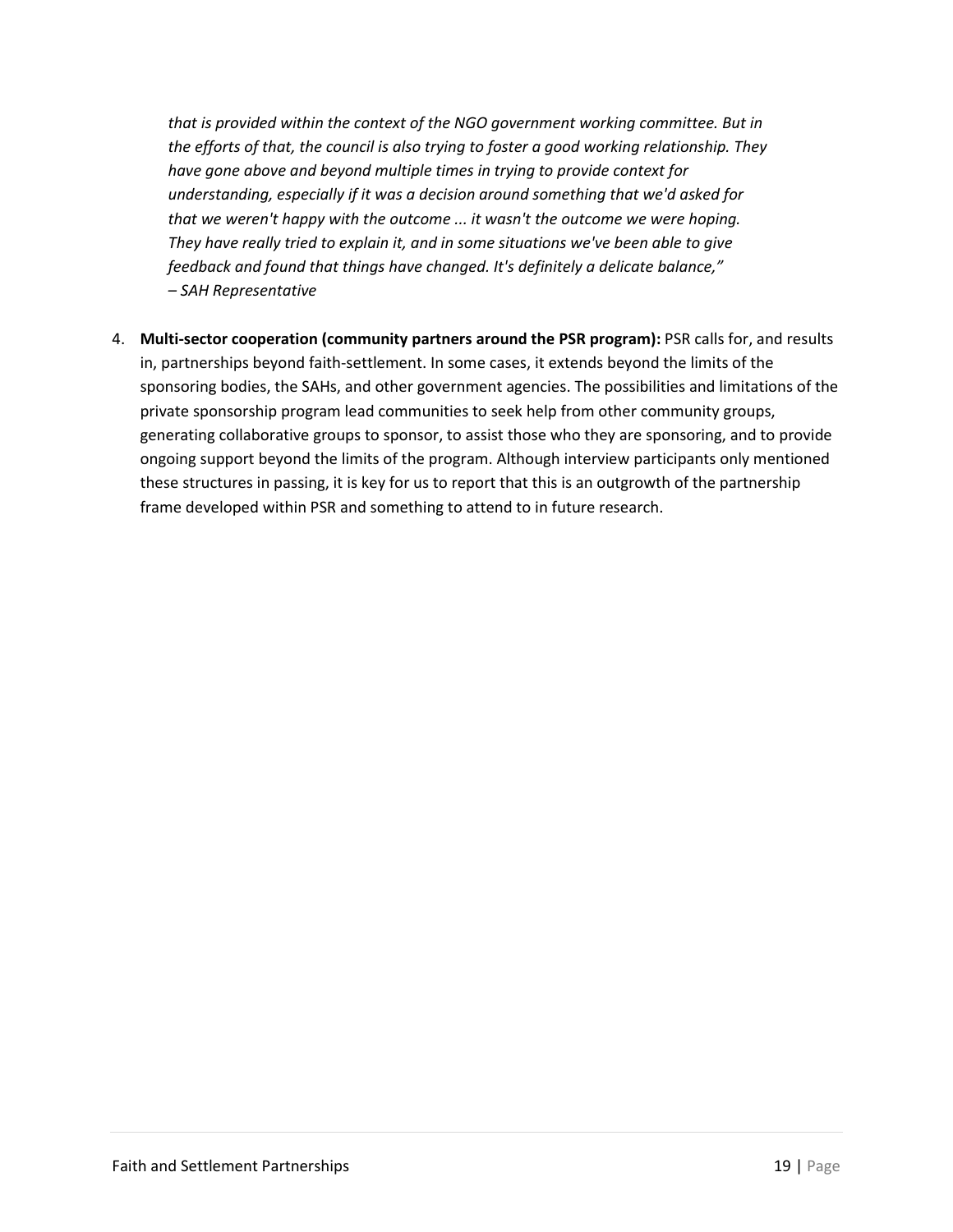*that is provided within the context of the NGO government working committee. But in the efforts of that, the council is also trying to foster a good working relationship. They have gone above and beyond multiple times in trying to provide context for understanding, especially if it was a decision around something that we'd asked for that we weren't happy with the outcome ... it wasn't the outcome we were hoping. They have really tried to explain it, and in some situations we've been able to give feedback and found that things have changed. It's definitely a delicate balance,"*
*– SAH Representative*

4. **Multi-sector cooperation (community partners around the PSR program):** PSR calls for, and results in, partnerships beyond faith-settlement. In some cases, it extends beyond the limits of the sponsoring bodies, the SAHs, and other government agencies. The possibilities and limitations of the private sponsorship program lead communities to seek help from other community groups, generating collaborative groups to sponsor, to assist those who they are sponsoring, and to provide ongoing support beyond the limits of the program. Although interview participants only mentioned these structures in passing, it is key for us to report that this is an outgrowth of the partnership frame developed within PSR and something to attend to in future research.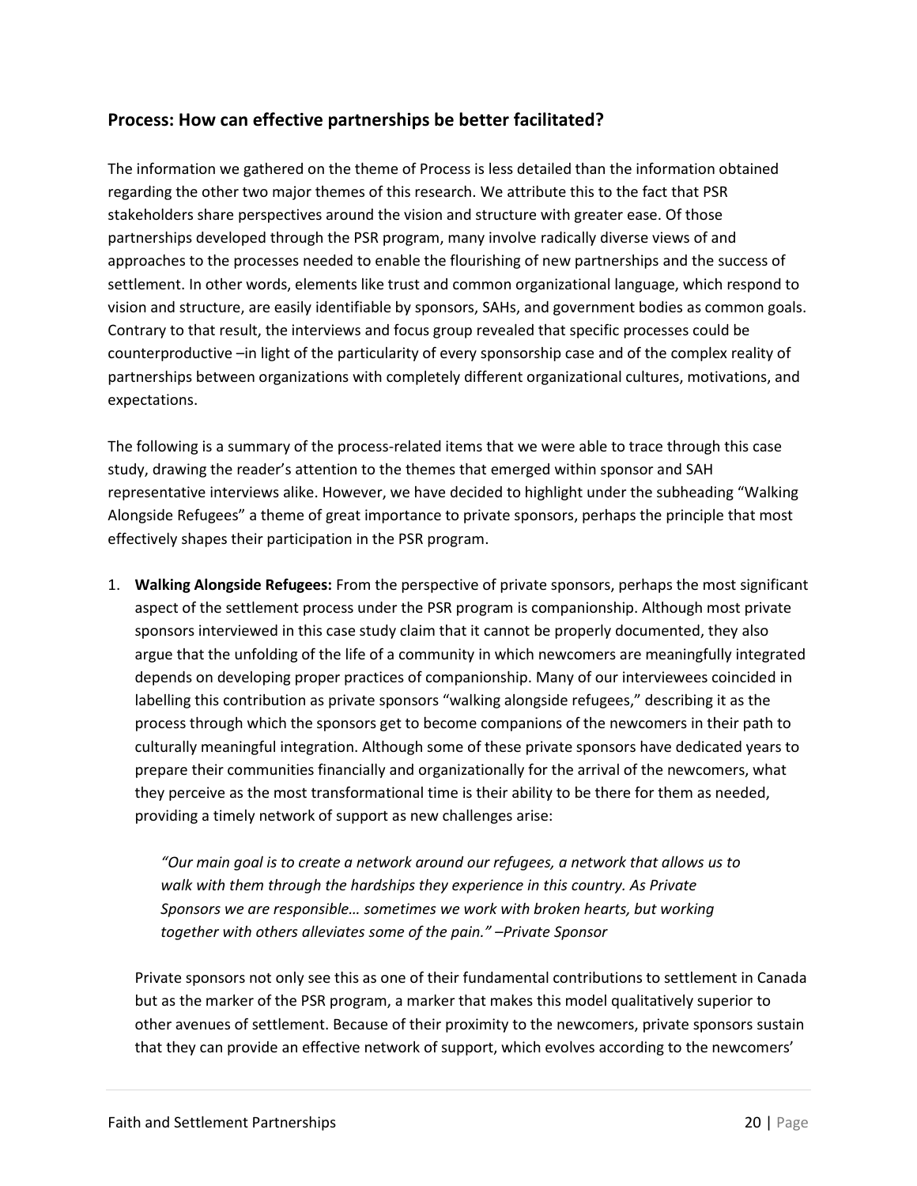## Process: How can effective partnerships be better facilitated?

The information we gathered on the theme of Process is less detailed than the information obtained regarding the other two major themes of this research. We attribute this to the fact that PSR stakeholders share perspectives around the vision and structure with greater ease. Of those partnerships developed through the PSR program, many involve radically diverse views of and approaches to the processes needed to enable the flourishing of new partnerships and the success of settlement. In other words, elements like trust and common organizational language, which respond to vision and structure, are easily identifiable by sponsors, SAHs, and government bodies as common goals. Contrary to that result, the interviews and focus group revealed that specific processes could be counterproductive –in light of the particularity of every sponsorship case and of the complex reality of partnerships between organizations with completely different organizational cultures, motivations, and expectations.

The following is a summary of the process-related items that we were able to trace through this case study, drawing the reader's attention to the themes that emerged within sponsor and SAH representative interviews alike. However, we have decided to highlight under the subheading "Walking Alongside Refugees" a theme of great importance to private sponsors, perhaps the principle that most effectively shapes their participation in the PSR program.

1. **Walking Alongside Refugees:** From the perspective of private sponsors, perhaps the most significant aspect of the settlement process under the PSR program is companionship. Although most private sponsors interviewed in this case study claim that it cannot be properly documented, they also argue that the unfolding of the life of a community in which newcomers are meaningfully integrated depends on developing proper practices of companionship. Many of our interviewees coincided in labelling this contribution as private sponsors "walking alongside refugees," describing it as the process through which the sponsors get to become companions of the newcomers in their path to culturally meaningful integration. Although some of these private sponsors have dedicated years to prepare their communities financially and organizationally for the arrival of the newcomers, what they perceive as the most transformational time is their ability to be there for them as needed, providing a timely network of support as new challenges arise:

   *"Our main goal is to create a network around our refugees, a network that allows us to walk with them through the hardships they experience in this country. As Private Sponsors we are responsible… sometimes we work with broken hearts, but working together with others alleviates some of the pain." –Private Sponsor*

   Private sponsors not only see this as one of their fundamental contributions to settlement in Canada but as the marker of the PSR program, a marker that makes this model qualitatively superior to other avenues of settlement. Because of their proximity to the newcomers, private sponsors sustain that they can provide an effective network of support, which evolves according to the newcomers'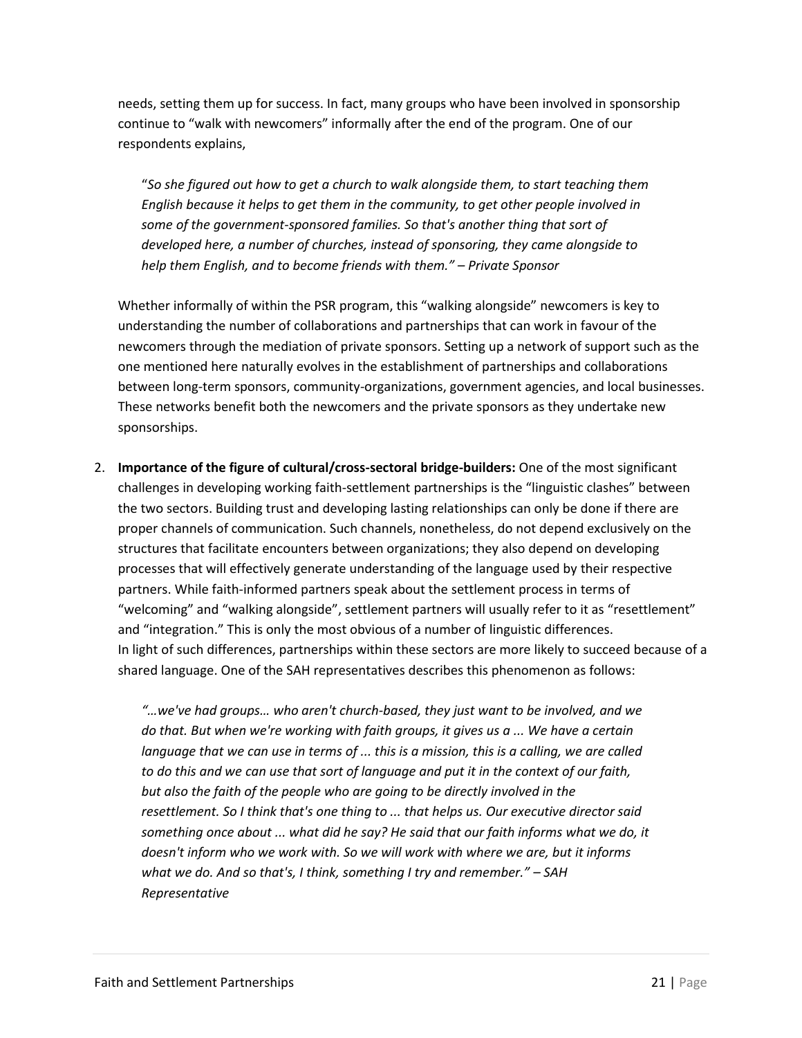needs, setting them up for success. In fact, many groups who have been involved in sponsorship continue to "walk with newcomers" informally after the end of the program. One of our respondents explains,

> "*So she figured out how to get a church to walk alongside them, to start teaching them English because it helps to get them in the community, to get other people involved in some of the government-sponsored families. So that's another thing that sort of developed here, a number of churches, instead of sponsoring, they came alongside to help them English, and to become friends with them." – Private Sponsor*

Whether informally of within the PSR program, this "walking alongside" newcomers is key to understanding the number of collaborations and partnerships that can work in favour of the newcomers through the mediation of private sponsors. Setting up a network of support such as the one mentioned here naturally evolves in the establishment of partnerships and collaborations between long-term sponsors, community-organizations, government agencies, and local businesses. These networks benefit both the newcomers and the private sponsors as they undertake new sponsorships.

2. **Importance of the figure of cultural/cross-sectoral bridge-builders:** One of the most significant challenges in developing working faith-settlement partnerships is the "linguistic clashes" between the two sectors. Building trust and developing lasting relationships can only be done if there are proper channels of communication. Such channels, nonetheless, do not depend exclusively on the structures that facilitate encounters between organizations; they also depend on developing processes that will effectively generate understanding of the language used by their respective partners. While faith-informed partners speak about the settlement process in terms of "welcoming" and "walking alongside", settlement partners will usually refer to it as "resettlement" and "integration." This is only the most obvious of a number of linguistic differences.
   In light of such differences, partnerships within these sectors are more likely to succeed because of a shared language. One of the SAH representatives describes this phenomenon as follows:

   > *"…we've had groups… who aren't church-based, they just want to be involved, and we do that. But when we're working with faith groups, it gives us a ... We have a certain language that we can use in terms of ... this is a mission, this is a calling, we are called to do this and we can use that sort of language and put it in the context of our faith, but also the faith of the people who are going to be directly involved in the resettlement. So I think that's one thing to ... that helps us. Our executive director said something once about ... what did he say? He said that our faith informs what we do, it doesn't inform who we work with. So we will work with where we are, but it informs what we do. And so that's, I think, something I try and remember." – SAH Representative*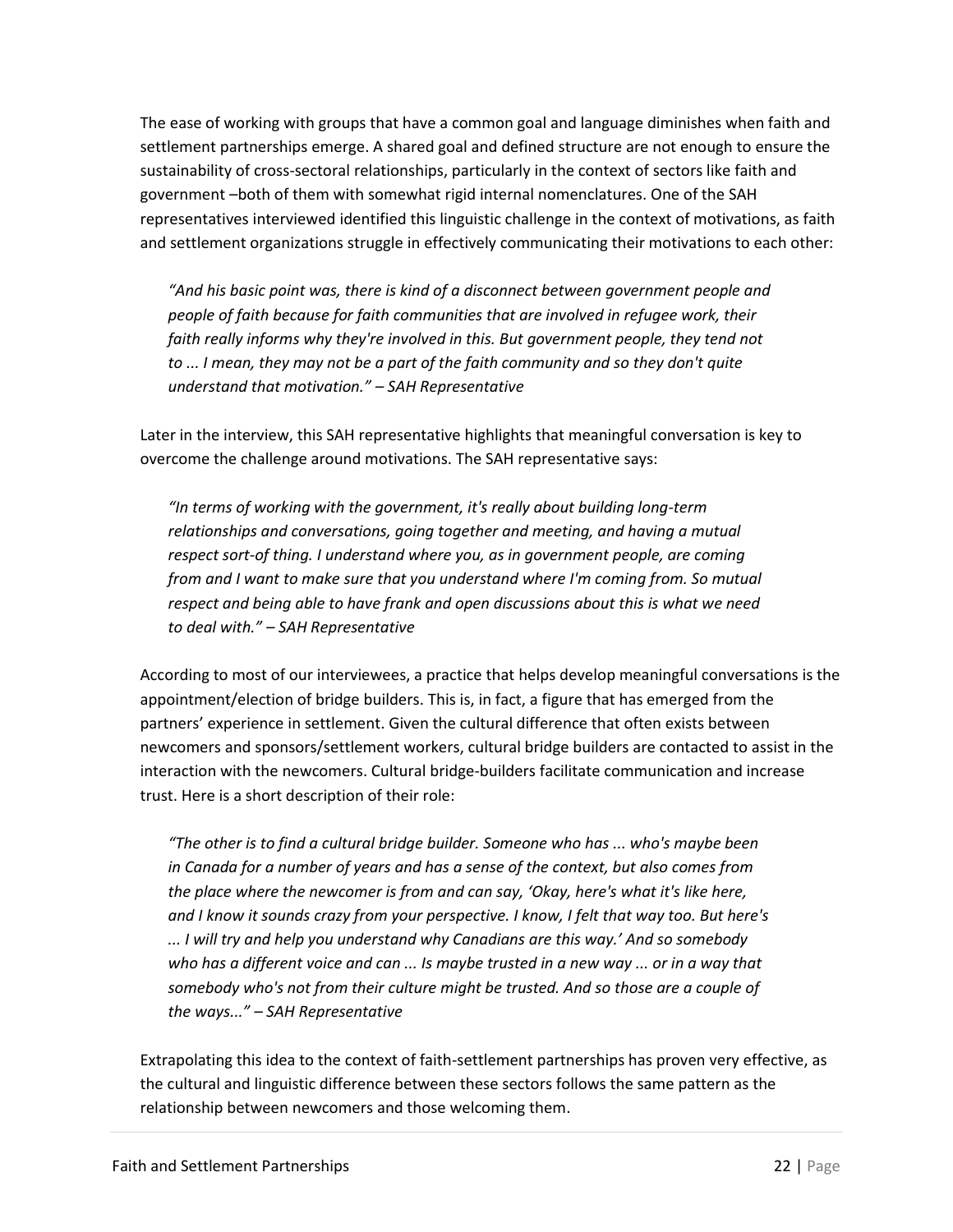The ease of working with groups that have a common goal and language diminishes when faith and settlement partnerships emerge. A shared goal and defined structure are not enough to ensure the sustainability of cross-sectoral relationships, particularly in the context of sectors like faith and government –both of them with somewhat rigid internal nomenclatures. One of the SAH representatives interviewed identified this linguistic challenge in the context of motivations, as faith and settlement organizations struggle in effectively communicating their motivations to each other:

> *"And his basic point was, there is kind of a disconnect between government people and people of faith because for faith communities that are involved in refugee work, their faith really informs why they're involved in this. But government people, they tend not to ... I mean, they may not be a part of the faith community and so they don't quite understand that motivation." – SAH Representative*

Later in the interview, this SAH representative highlights that meaningful conversation is key to overcome the challenge around motivations. The SAH representative says:

> *"In terms of working with the government, it's really about building long-term relationships and conversations, going together and meeting, and having a mutual respect sort-of thing. I understand where you, as in government people, are coming from and I want to make sure that you understand where I'm coming from. So mutual respect and being able to have frank and open discussions about this is what we need to deal with." – SAH Representative*

According to most of our interviewees, a practice that helps develop meaningful conversations is the appointment/election of bridge builders. This is, in fact, a figure that has emerged from the partners' experience in settlement. Given the cultural difference that often exists between newcomers and sponsors/settlement workers, cultural bridge builders are contacted to assist in the interaction with the newcomers. Cultural bridge-builders facilitate communication and increase trust. Here is a short description of their role:

> *"The other is to find a cultural bridge builder. Someone who has ... who's maybe been in Canada for a number of years and has a sense of the context, but also comes from the place where the newcomer is from and can say, 'Okay, here's what it's like here, and I know it sounds crazy from your perspective. I know, I felt that way too. But here's ... I will try and help you understand why Canadians are this way.' And so somebody who has a different voice and can ... Is maybe trusted in a new way ... or in a way that somebody who's not from their culture might be trusted. And so those are a couple of the ways..." – SAH Representative*

Extrapolating this idea to the context of faith-settlement partnerships has proven very effective, as the cultural and linguistic difference between these sectors follows the same pattern as the relationship between newcomers and those welcoming them.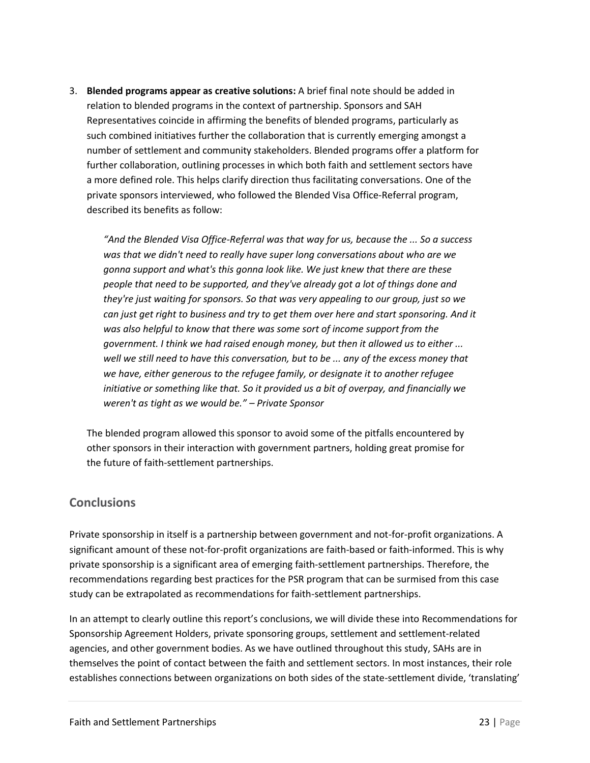3. **Blended programs appear as creative solutions:** A brief final note should be added in relation to blended programs in the context of partnership. Sponsors and SAH Representatives coincide in affirming the benefits of blended programs, particularly as such combined initiatives further the collaboration that is currently emerging amongst a number of settlement and community stakeholders. Blended programs offer a platform for further collaboration, outlining processes in which both faith and settlement sectors have a more defined role. This helps clarify direction thus facilitating conversations. One of the private sponsors interviewed, who followed the Blended Visa Office-Referral program, described its benefits as follow:

   *"And the Blended Visa Office-Referral was that way for us, because the ... So a success was that we didn't need to really have super long conversations about who are we gonna support and what's this gonna look like. We just knew that there are these people that need to be supported, and they've already got a lot of things done and they're just waiting for sponsors. So that was very appealing to our group, just so we can just get right to business and try to get them over here and start sponsoring. And it was also helpful to know that there was some sort of income support from the government. I think we had raised enough money, but then it allowed us to either ... well we still need to have this conversation, but to be ... any of the excess money that we have, either generous to the refugee family, or designate it to another refugee initiative or something like that. So it provided us a bit of overpay, and financially we weren't as tight as we would be." – Private Sponsor*

   The blended program allowed this sponsor to avoid some of the pitfalls encountered by other sponsors in their interaction with government partners, holding great promise for the future of faith-settlement partnerships.

## Conclusions

Private sponsorship in itself is a partnership between government and not-for-profit organizations. A significant amount of these not-for-profit organizations are faith-based or faith-informed. This is why private sponsorship is a significant area of emerging faith-settlement partnerships. Therefore, the recommendations regarding best practices for the PSR program that can be surmised from this case study can be extrapolated as recommendations for faith-settlement partnerships.

In an attempt to clearly outline this report's conclusions, we will divide these into Recommendations for Sponsorship Agreement Holders, private sponsoring groups, settlement and settlement-related agencies, and other government bodies. As we have outlined throughout this study, SAHs are in themselves the point of contact between the faith and settlement sectors. In most instances, their role establishes connections between organizations on both sides of the state-settlement divide, 'translating'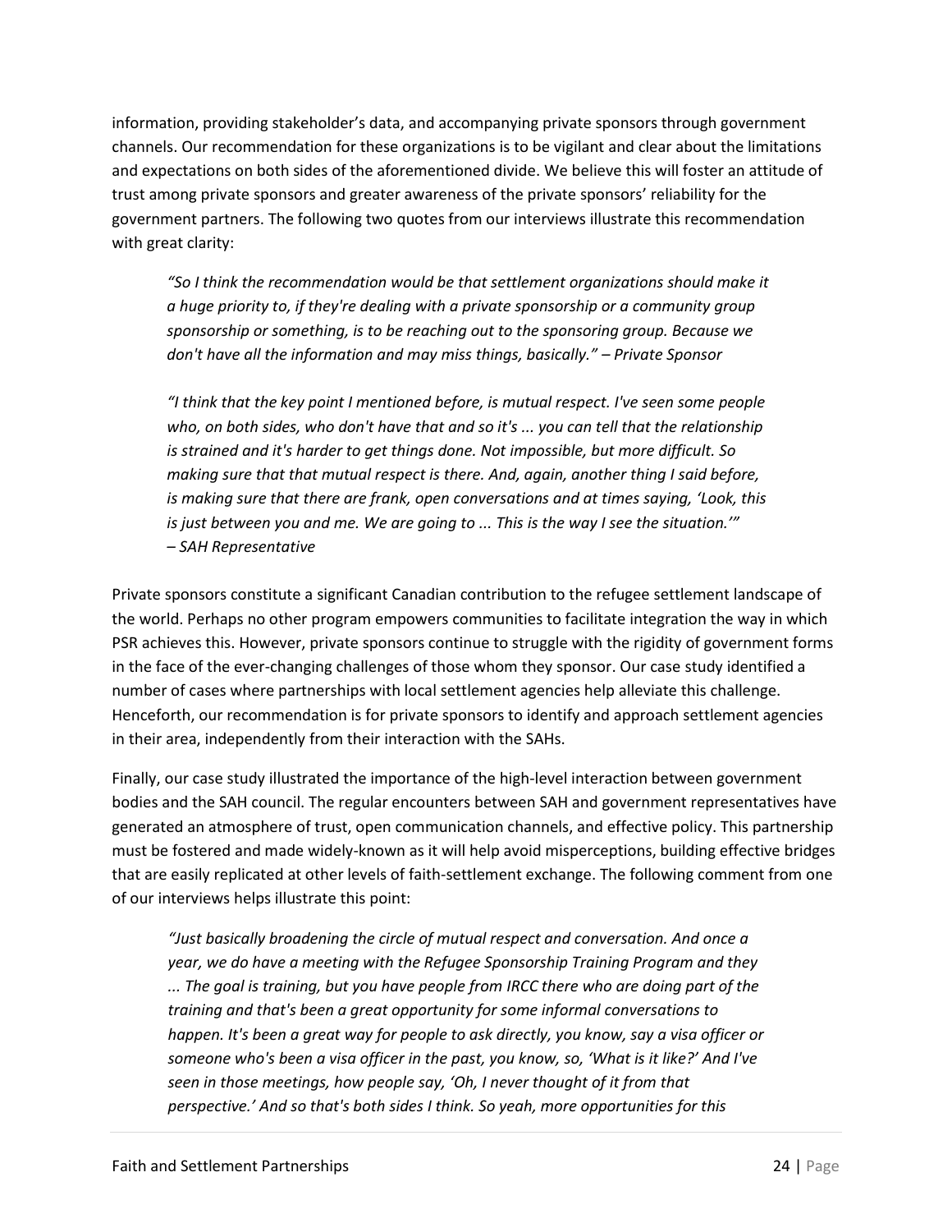information, providing stakeholder's data, and accompanying private sponsors through government channels. Our recommendation for these organizations is to be vigilant and clear about the limitations and expectations on both sides of the aforementioned divide. We believe this will foster an attitude of trust among private sponsors and greater awareness of the private sponsors' reliability for the government partners. The following two quotes from our interviews illustrate this recommendation with great clarity:

> *"So I think the recommendation would be that settlement organizations should make it a huge priority to, if they're dealing with a private sponsorship or a community group sponsorship or something, is to be reaching out to the sponsoring group. Because we don't have all the information and may miss things, basically." – Private Sponsor*

> *"I think that the key point I mentioned before, is mutual respect. I've seen some people who, on both sides, who don't have that and so it's ... you can tell that the relationship is strained and it's harder to get things done. Not impossible, but more difficult. So making sure that that mutual respect is there. And, again, another thing I said before, is making sure that there are frank, open conversations and at times saying, 'Look, this is just between you and me. We are going to ... This is the way I see the situation.'" – SAH Representative*

Private sponsors constitute a significant Canadian contribution to the refugee settlement landscape of the world. Perhaps no other program empowers communities to facilitate integration the way in which PSR achieves this. However, private sponsors continue to struggle with the rigidity of government forms in the face of the ever-changing challenges of those whom they sponsor. Our case study identified a number of cases where partnerships with local settlement agencies help alleviate this challenge. Henceforth, our recommendation is for private sponsors to identify and approach settlement agencies in their area, independently from their interaction with the SAHs.

Finally, our case study illustrated the importance of the high-level interaction between government bodies and the SAH council. The regular encounters between SAH and government representatives have generated an atmosphere of trust, open communication channels, and effective policy. This partnership must be fostered and made widely-known as it will help avoid misperceptions, building effective bridges that are easily replicated at other levels of faith-settlement exchange. The following comment from one of our interviews helps illustrate this point:

> *"Just basically broadening the circle of mutual respect and conversation. And once a year, we do have a meeting with the Refugee Sponsorship Training Program and they ... The goal is training, but you have people from IRCC there who are doing part of the training and that's been a great opportunity for some informal conversations to happen. It's been a great way for people to ask directly, you know, say a visa officer or someone who's been a visa officer in the past, you know, so, 'What is it like?' And I've seen in those meetings, how people say, 'Oh, I never thought of it from that perspective.' And so that's both sides I think. So yeah, more opportunities for this*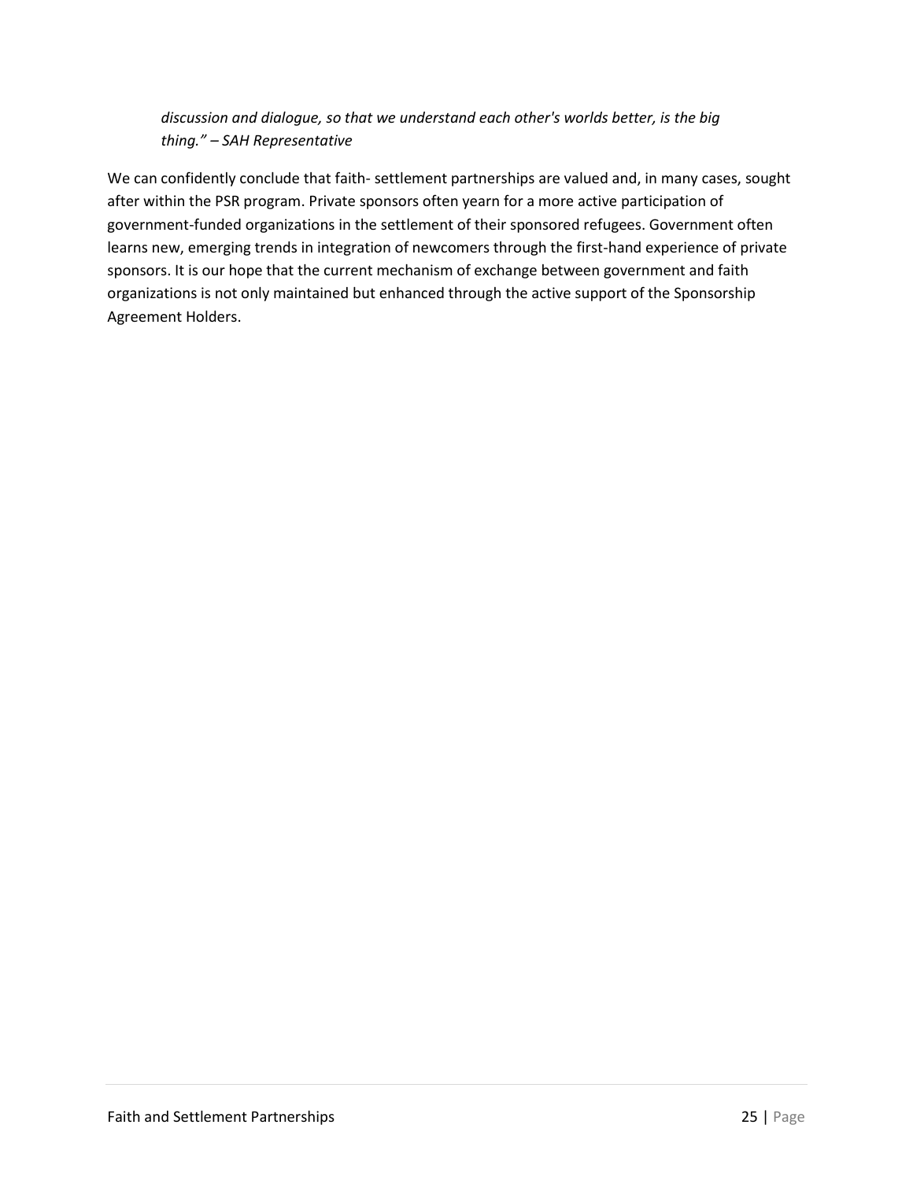*discussion and dialogue, so that we understand each other's worlds better, is the big thing." – SAH Representative*

We can confidently conclude that faith- settlement partnerships are valued and, in many cases, sought after within the PSR program. Private sponsors often yearn for a more active participation of government-funded organizations in the settlement of their sponsored refugees. Government often learns new, emerging trends in integration of newcomers through the first-hand experience of private sponsors. It is our hope that the current mechanism of exchange between government and faith organizations is not only maintained but enhanced through the active support of the Sponsorship Agreement Holders.